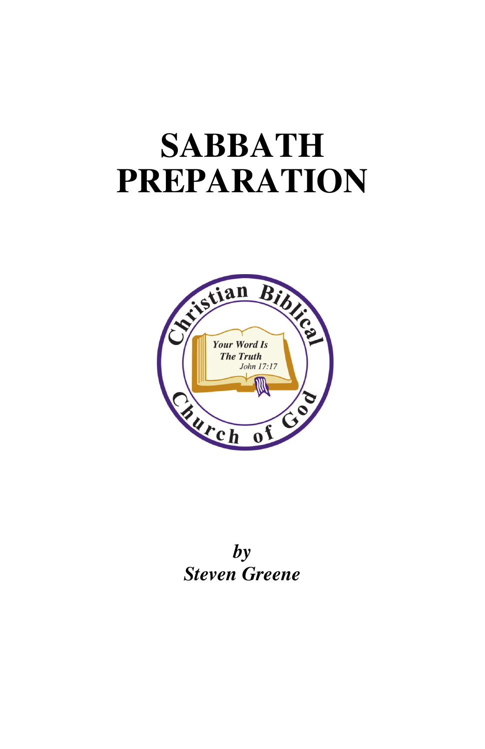# SABBATH PREPARATION

Christian Biblical Church of God

Your Word Is The Truth
John 17:17

***by***
***Steven Greene***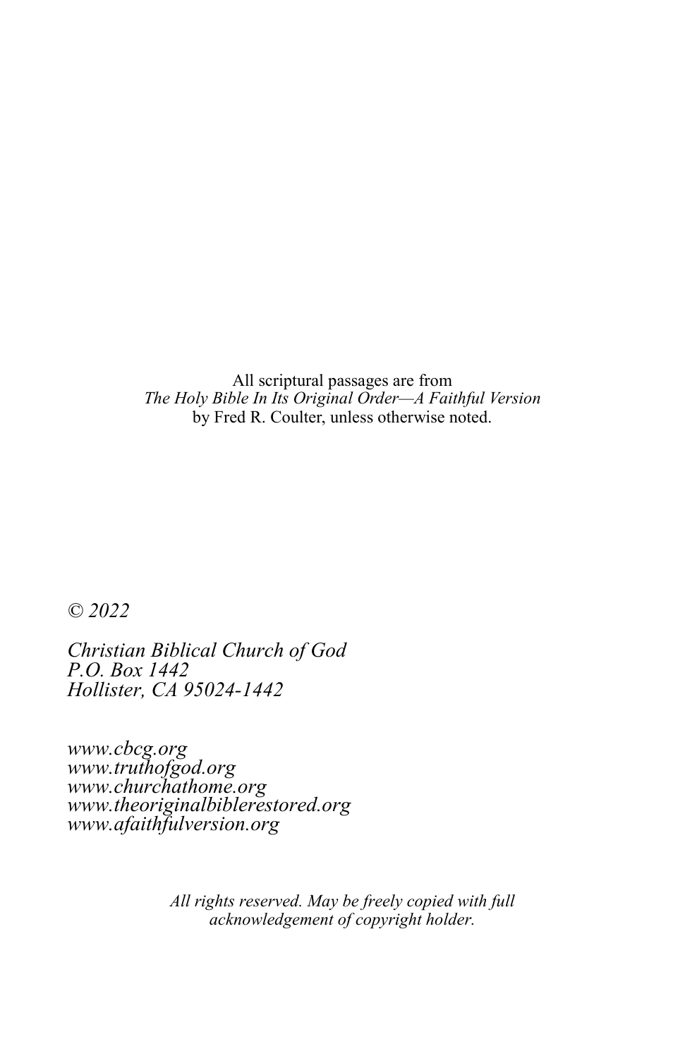All scriptural passages are from
*The Holy Bible In Its Original Order—A Faithful Version*
by Fred R. Coulter, unless otherwise noted.

*© 2022*

*Christian Biblical Church of God*
*P.O. Box 1442*
*Hollister, CA 95024-1442*

*www.cbcg.org*
*www.truthofgod.org*
*www.churchathome.org*
*www.theoriginalbiblerestored.org*
*www.afaithfulversion.org*

*All rights reserved. May be freely copied with full acknowledgement of copyright holder.*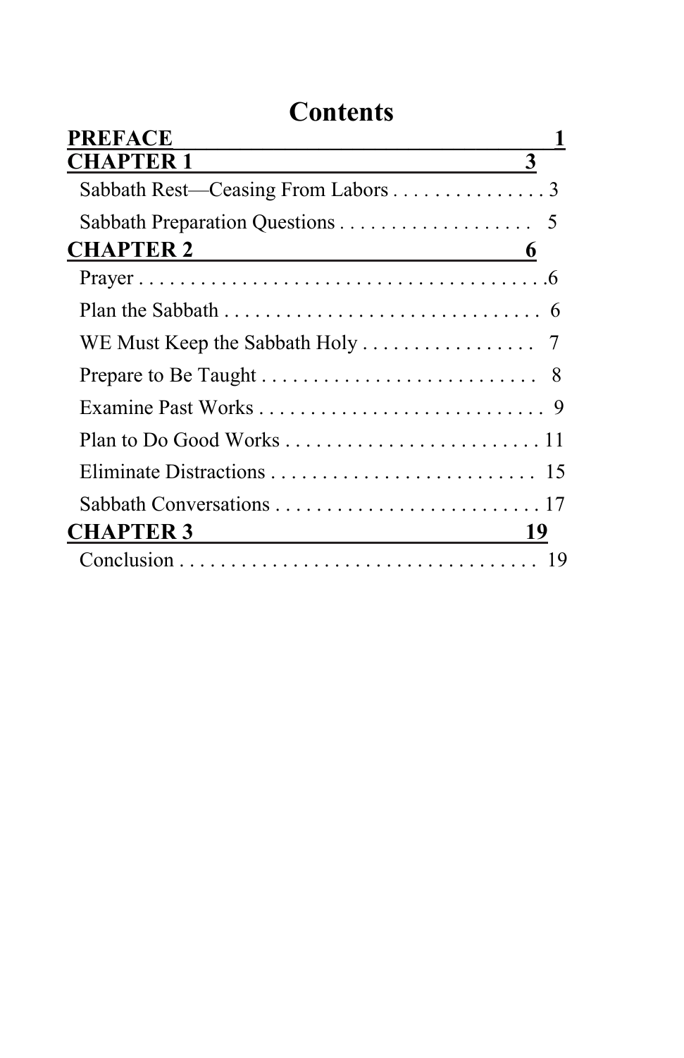# Contents

**PREFACE 1**

**CHAPTER 1 3**

Sabbath Rest—Ceasing From Labors . . . . . . . . . . . . . . . 3

Sabbath Preparation Questions . . . . . . . . . . . . . . . . . . . 5

**CHAPTER 2 6**

Prayer . . . . . . . . . . . . . . . . . . . . . . . . . . . . . . . . . . . . . . . .6

Plan the Sabbath . . . . . . . . . . . . . . . . . . . . . . . . . . . . . . . 6

WE Must Keep the Sabbath Holy . . . . . . . . . . . . . . . . . 7

Prepare to Be Taught . . . . . . . . . . . . . . . . . . . . . . . . . . . 8

Examine Past Works . . . . . . . . . . . . . . . . . . . . . . . . . . . . 9

Plan to Do Good Works . . . . . . . . . . . . . . . . . . . . . . . . . 11

Eliminate Distractions . . . . . . . . . . . . . . . . . . . . . . . . . . 15

Sabbath Conversations . . . . . . . . . . . . . . . . . . . . . . . . . . 17

**CHAPTER 3 19**

Conclusion . . . . . . . . . . . . . . . . . . . . . . . . . . . . . . . . . . . 19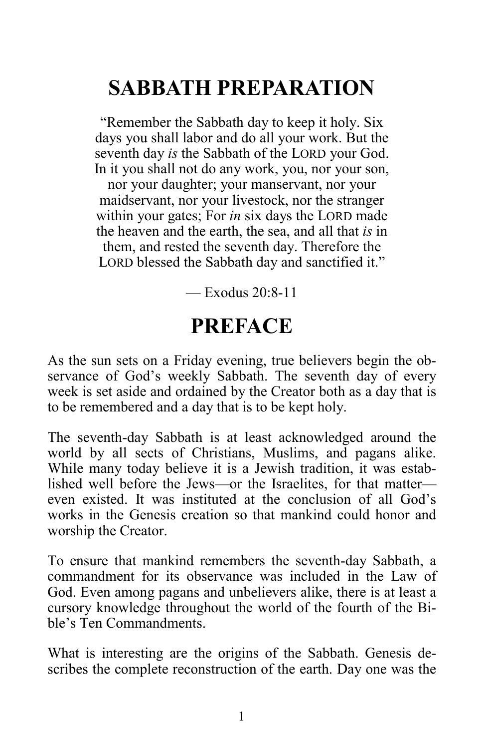# SABBATH PREPARATION

"Remember the Sabbath day to keep it holy. Six days you shall labor and do all your work. But the seventh day *is* the Sabbath of the LORD your God. In it you shall not do any work, you, nor your son, nor your daughter; your manservant, nor your maidservant, nor your livestock, nor the stranger within your gates; For *in* six days the LORD made the heaven and the earth, the sea, and all that *is* in them, and rested the seventh day. Therefore the LORD blessed the Sabbath day and sanctified it."

— Exodus 20:8-11

# PREFACE

As the sun sets on a Friday evening, true believers begin the observance of God's weekly Sabbath. The seventh day of every week is set aside and ordained by the Creator both as a day that is to be remembered and a day that is to be kept holy.

The seventh-day Sabbath is at least acknowledged around the world by all sects of Christians, Muslims, and pagans alike. While many today believe it is a Jewish tradition, it was established well before the Jews—or the Israelites, for that matter—even existed. It was instituted at the conclusion of all God's works in the Genesis creation so that mankind could honor and worship the Creator.

To ensure that mankind remembers the seventh-day Sabbath, a commandment for its observance was included in the Law of God. Even among pagans and unbelievers alike, there is at least a cursory knowledge throughout the world of the fourth of the Bible's Ten Commandments.

What is interesting are the origins of the Sabbath. Genesis describes the complete reconstruction of the earth. Day one was the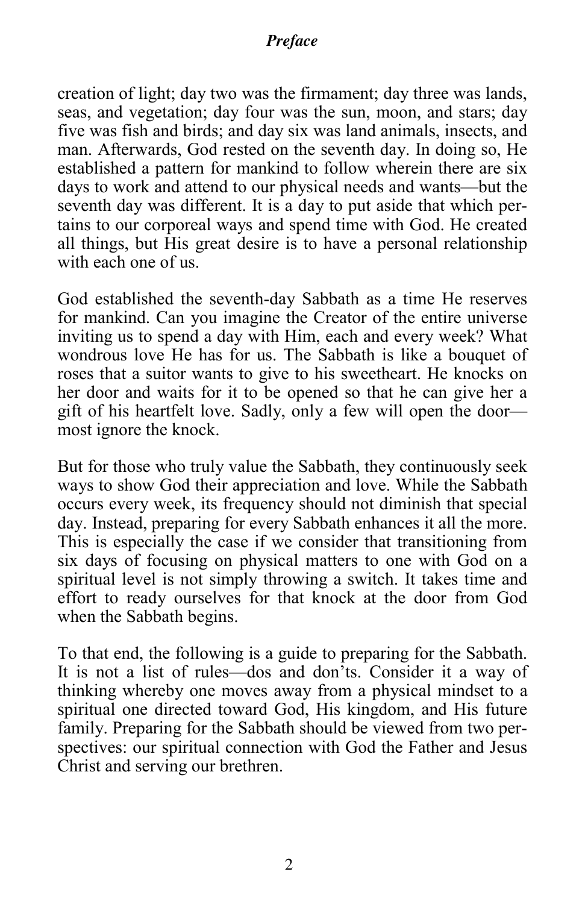creation of light; day two was the firmament; day three was lands, seas, and vegetation; day four was the sun, moon, and stars; day five was fish and birds; and day six was land animals, insects, and man. Afterwards, God rested on the seventh day. In doing so, He established a pattern for mankind to follow wherein there are six days to work and attend to our physical needs and wants—but the seventh day was different. It is a day to put aside that which pertains to our corporeal ways and spend time with God. He created all things, but His great desire is to have a personal relationship with each one of us.

God established the seventh-day Sabbath as a time He reserves for mankind. Can you imagine the Creator of the entire universe inviting us to spend a day with Him, each and every week? What wondrous love He has for us. The Sabbath is like a bouquet of roses that a suitor wants to give to his sweetheart. He knocks on her door and waits for it to be opened so that he can give her a gift of his heartfelt love. Sadly, only a few will open the door—most ignore the knock.

But for those who truly value the Sabbath, they continuously seek ways to show God their appreciation and love. While the Sabbath occurs every week, its frequency should not diminish that special day. Instead, preparing for every Sabbath enhances it all the more. This is especially the case if we consider that transitioning from six days of focusing on physical matters to one with God on a spiritual level is not simply throwing a switch. It takes time and effort to ready ourselves for that knock at the door from God when the Sabbath begins.

To that end, the following is a guide to preparing for the Sabbath. It is not a list of rules—dos and don'ts. Consider it a way of thinking whereby one moves away from a physical mindset to a spiritual one directed toward God, His kingdom, and His future family. Preparing for the Sabbath should be viewed from two perspectives: our spiritual connection with God the Father and Jesus Christ and serving our brethren.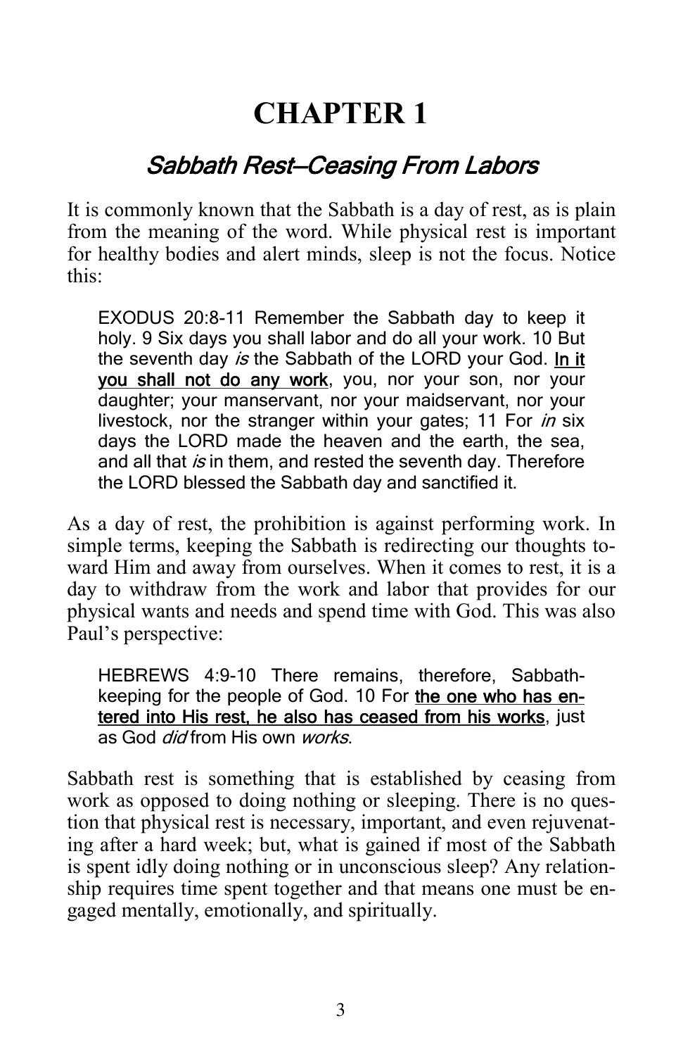# CHAPTER 1

## *Sabbath Rest—Ceasing From Labors*

It is commonly known that the Sabbath is a day of rest, as is plain from the meaning of the word. While physical rest is important for healthy bodies and alert minds, sleep is not the focus. Notice this:

> EXODUS 20:8-11 Remember the Sabbath day to keep it holy. 9 Six days you shall labor and do all your work. 10 But the seventh day *is* the Sabbath of the LORD your God. **In it you shall not do any work**, you, nor your son, nor your daughter; your manservant, nor your maidservant, nor your livestock, nor the stranger within your gates; 11 For *in* six days the LORD made the heaven and the earth, the sea, and all that *is* in them, and rested the seventh day. Therefore the LORD blessed the Sabbath day and sanctified it.

As a day of rest, the prohibition is against performing work. In simple terms, keeping the Sabbath is redirecting our thoughts toward Him and away from ourselves. When it comes to rest, it is a day to withdraw from the work and labor that provides for our physical wants and needs and spend time with God. This was also Paul's perspective:

> HEBREWS 4:9-10 There remains, therefore, Sabbath-keeping for the people of God. 10 For **the one who has entered into His rest, he also has ceased from his works**, just as God *did* from His own *works*.

Sabbath rest is something that is established by ceasing from work as opposed to doing nothing or sleeping. There is no question that physical rest is necessary, important, and even rejuvenating after a hard week; but, what is gained if most of the Sabbath is spent idly doing nothing or in unconscious sleep? Any relationship requires time spent together and that means one must be engaged mentally, emotionally, and spiritually.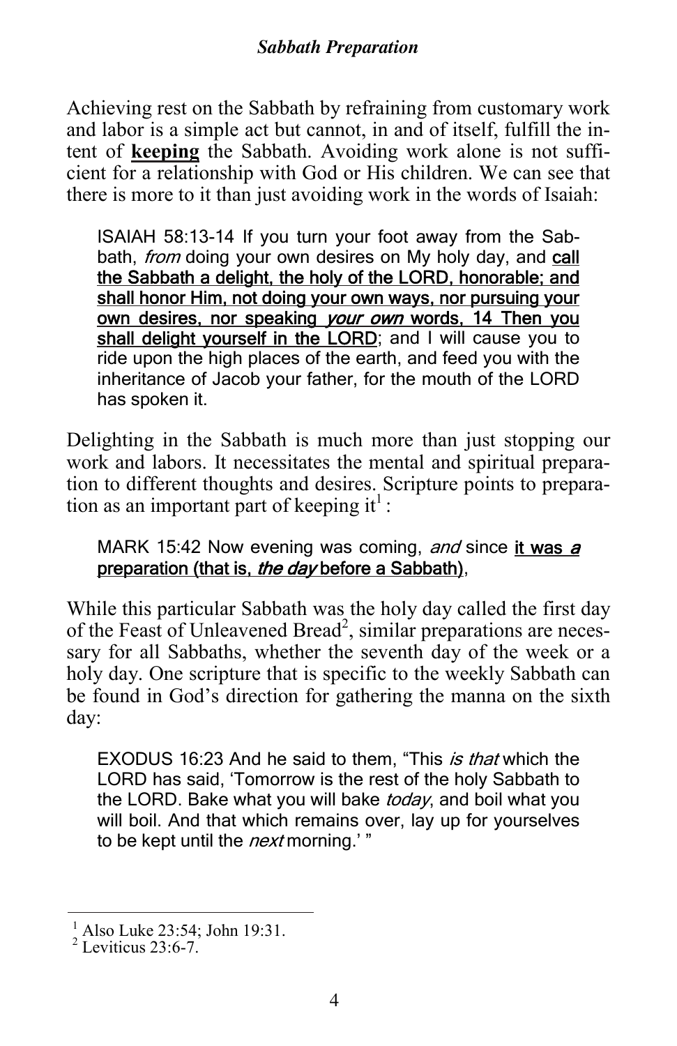Achieving rest on the Sabbath by refraining from customary work and labor is a simple act but cannot, in and of itself, fulfill the intent of **keeping** the Sabbath. Avoiding work alone is not sufficient for a relationship with God or His children. We can see that there is more to it than just avoiding work in the words of Isaiah:

> ISAIAH 58:13-14 If you turn your foot away from the Sabbath, *from* doing your own desires on My holy day, and **call the Sabbath a delight, the holy of the LORD, honorable; and shall honor Him, not doing your own ways, nor pursuing your own desires, nor speaking *your own* words, 14 Then you shall delight yourself in the LORD**; and I will cause you to ride upon the high places of the earth, and feed you with the inheritance of Jacob your father, for the mouth of the LORD has spoken it.

Delighting in the Sabbath is much more than just stopping our work and labors. It necessitates the mental and spiritual preparation to different thoughts and desires. Scripture points to preparation as an important part of keeping it[1] :

> MARK 15:42 Now evening was coming, *and* since **it was *a* preparation (that is, *the day* before a Sabbath)**,

While this particular Sabbath was the holy day called the first day of the Feast of Unleavened Bread[2], similar preparations are necessary for all Sabbaths, whether the seventh day of the week or a holy day. One scripture that is specific to the weekly Sabbath can be found in God's direction for gathering the manna on the sixth day:

> EXODUS 16:23 And he said to them, "This *is that* which the LORD has said, 'Tomorrow is the rest of the holy Sabbath to the LORD. Bake what you will bake *today*, and boil what you will boil. And that which remains over, lay up for yourselves to be kept until the *next* morning.' "

---

[1] Also Luke 23:54; John 19:31.

[2] Leviticus 23:6-7.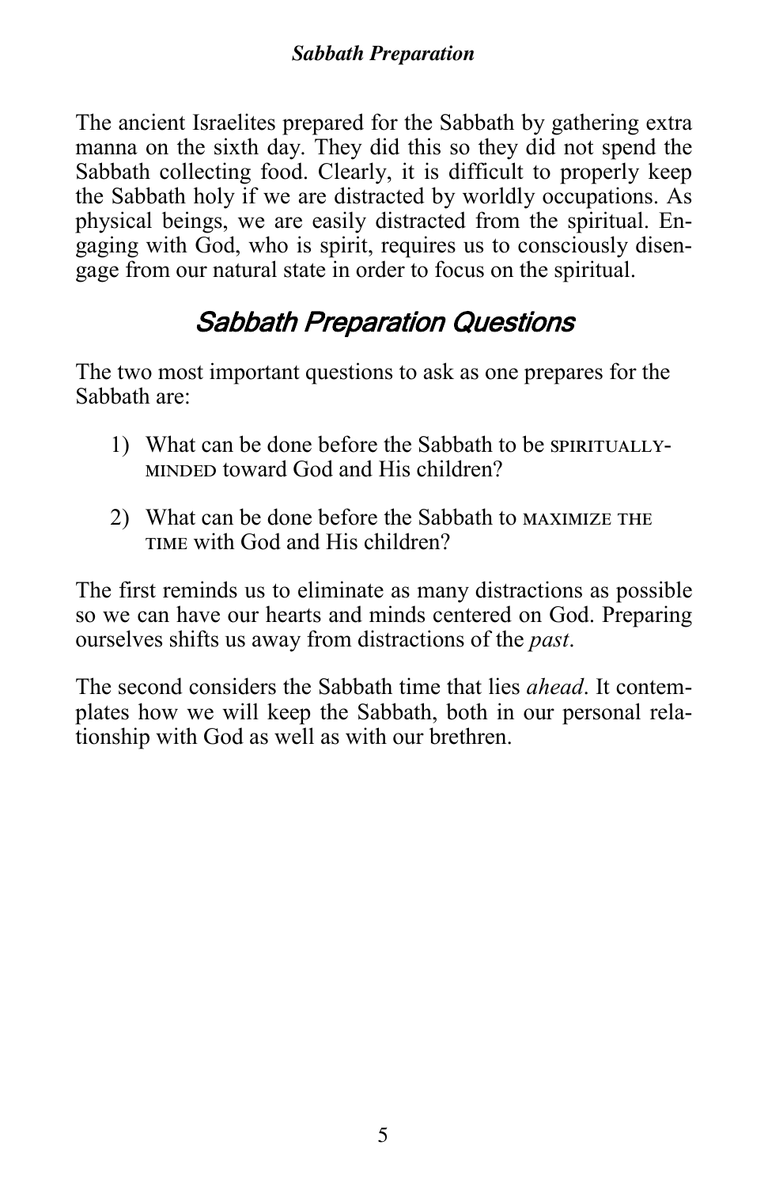The ancient Israelites prepared for the Sabbath by gathering extra manna on the sixth day. They did this so they did not spend the Sabbath collecting food. Clearly, it is difficult to properly keep the Sabbath holy if we are distracted by worldly occupations. As physical beings, we are easily distracted from the spiritual. Engaging with God, who is spirit, requires us to consciously disengage from our natural state in order to focus on the spiritual.

## *Sabbath Preparation Questions*

The two most important questions to ask as one prepares for the Sabbath are:

1) What can be done before the Sabbath to be SPIRITUALLY-MINDED toward God and His children?

2) What can be done before the Sabbath to MAXIMIZE THE TIME with God and His children?

The first reminds us to eliminate as many distractions as possible so we can have our hearts and minds centered on God. Preparing ourselves shifts us away from distractions of the *past*.

The second considers the Sabbath time that lies *ahead*. It contemplates how we will keep the Sabbath, both in our personal relationship with God as well as with our brethren.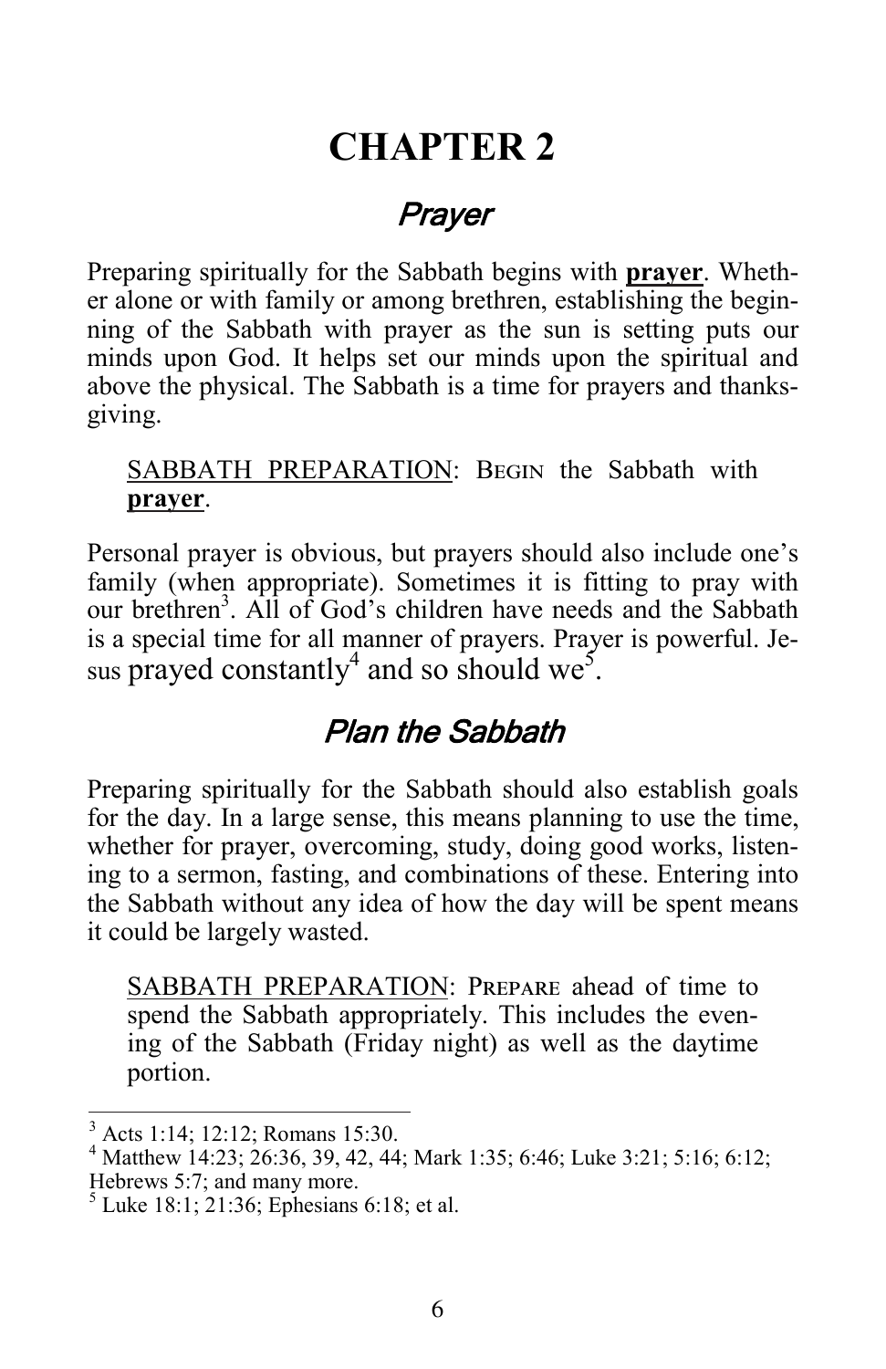# CHAPTER 2

## *Prayer*

Preparing spiritually for the Sabbath begins with **prayer**. Whether alone or with family or among brethren, establishing the beginning of the Sabbath with prayer as the sun is setting puts our minds upon God. It helps set our minds upon the spiritual and above the physical. The Sabbath is a time for prayers and thanksgiving.

> SABBATH PREPARATION: BEGIN the Sabbath with **prayer**.

Personal prayer is obvious, but prayers should also include one's family (when appropriate). Sometimes it is fitting to pray with our brethren[3]. All of God's children have needs and the Sabbath is a special time for all manner of prayers. Prayer is powerful. Jesus prayed constantly[4] and so should we[5].

## *Plan the Sabbath*

Preparing spiritually for the Sabbath should also establish goals for the day. In a large sense, this means planning to use the time, whether for prayer, overcoming, study, doing good works, listening to a sermon, fasting, and combinations of these. Entering into the Sabbath without any idea of how the day will be spent means it could be largely wasted.

> SABBATH PREPARATION: PREPARE ahead of time to spend the Sabbath appropriately. This includes the evening of the Sabbath (Friday night) as well as the daytime portion.

---

[3] Acts 1:14; 12:12; Romans 15:30.

[4] Matthew 14:23; 26:36, 39, 42, 44; Mark 1:35; 6:46; Luke 3:21; 5:16; 6:12; Hebrews 5:7; and many more.

[5] Luke 18:1; 21:36; Ephesians 6:18; et al.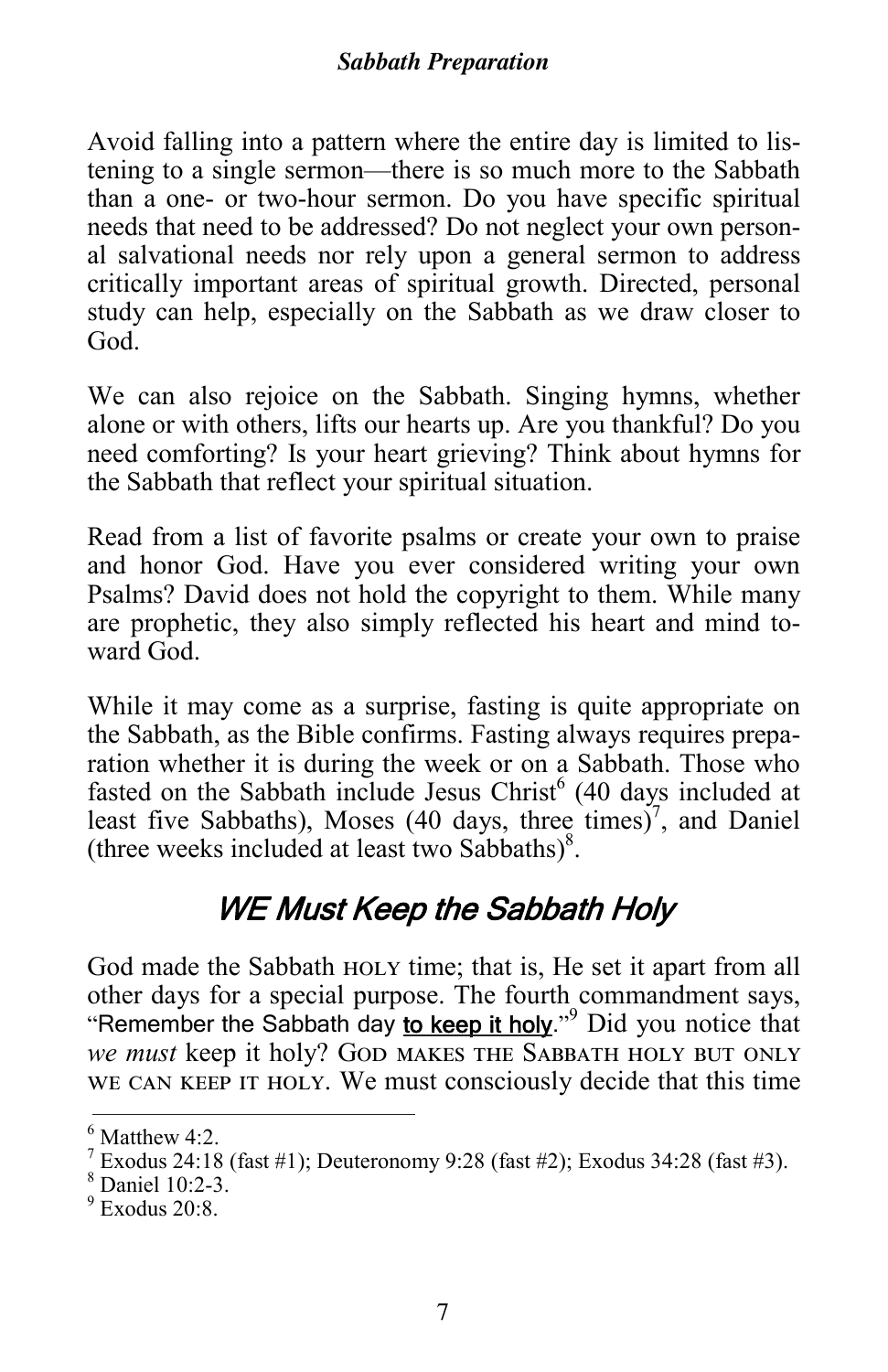Avoid falling into a pattern where the entire day is limited to listening to a single sermon—there is so much more to the Sabbath than a one- or two-hour sermon. Do you have specific spiritual needs that need to be addressed? Do not neglect your own personal salvational needs nor rely upon a general sermon to address critically important areas of spiritual growth. Directed, personal study can help, especially on the Sabbath as we draw closer to God.

We can also rejoice on the Sabbath. Singing hymns, whether alone or with others, lifts our hearts up. Are you thankful? Do you need comforting? Is your heart grieving? Think about hymns for the Sabbath that reflect your spiritual situation.

Read from a list of favorite psalms or create your own to praise and honor God. Have you ever considered writing your own Psalms? David does not hold the copyright to them. While many are prophetic, they also simply reflected his heart and mind toward God.

While it may come as a surprise, fasting is quite appropriate on the Sabbath, as the Bible confirms. Fasting always requires preparation whether it is during the week or on a Sabbath. Those who fasted on the Sabbath include Jesus Christ[6] (40 days included at least five Sabbaths), Moses (40 days, three times)[7], and Daniel (three weeks included at least two Sabbaths)[8].

## *WE Must Keep the Sabbath Holy*

God made the Sabbath HOLY time; that is, He set it apart from all other days for a special purpose. The fourth commandment says, "Remember the Sabbath day **to keep it holy**."[9] Did you notice that *we must* keep it holy? GOD MAKES THE SABBATH HOLY BUT ONLY WE CAN KEEP IT HOLY. We must consciously decide that this time

---

[6] Matthew 4:2.

[7] Exodus 24:18 (fast #1); Deuteronomy 9:28 (fast #2); Exodus 34:28 (fast #3).

[8] Daniel 10:2-3.

[9] Exodus 20:8.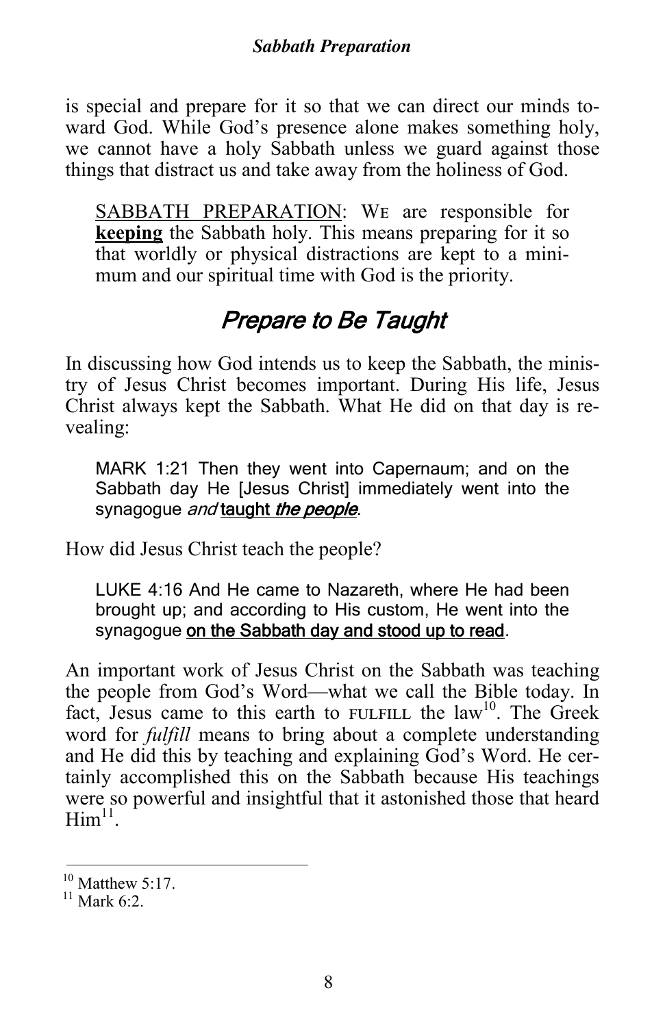is special and prepare for it so that we can direct our minds toward God. While God's presence alone makes something holy, we cannot have a holy Sabbath unless we guard against those things that distract us and take away from the holiness of God.

> SABBATH PREPARATION: WE are responsible for **keeping** the Sabbath holy. This means preparing for it so that worldly or physical distractions are kept to a minimum and our spiritual time with God is the priority.

## *Prepare to Be Taught*

In discussing how God intends us to keep the Sabbath, the ministry of Jesus Christ becomes important. During His life, Jesus Christ always kept the Sabbath. What He did on that day is revealing:

> MARK 1:21 Then they went into Capernaum; and on the Sabbath day He [Jesus Christ] immediately went into the synagogue *and* **taught** ***the people***.

How did Jesus Christ teach the people?

> LUKE 4:16 And He came to Nazareth, where He had been brought up; and according to His custom, He went into the synagogue **on the Sabbath day and stood up to read**.

An important work of Jesus Christ on the Sabbath was teaching the people from God's Word—what we call the Bible today. In fact, Jesus came to this earth to FULFILL the law[10]. The Greek word for *fulfill* means to bring about a complete understanding and He did this by teaching and explaining God's Word. He certainly accomplished this on the Sabbath because His teachings were so powerful and insightful that it astonished those that heard Him[11].

---

[10] Matthew 5:17.

[11] Mark 6:2.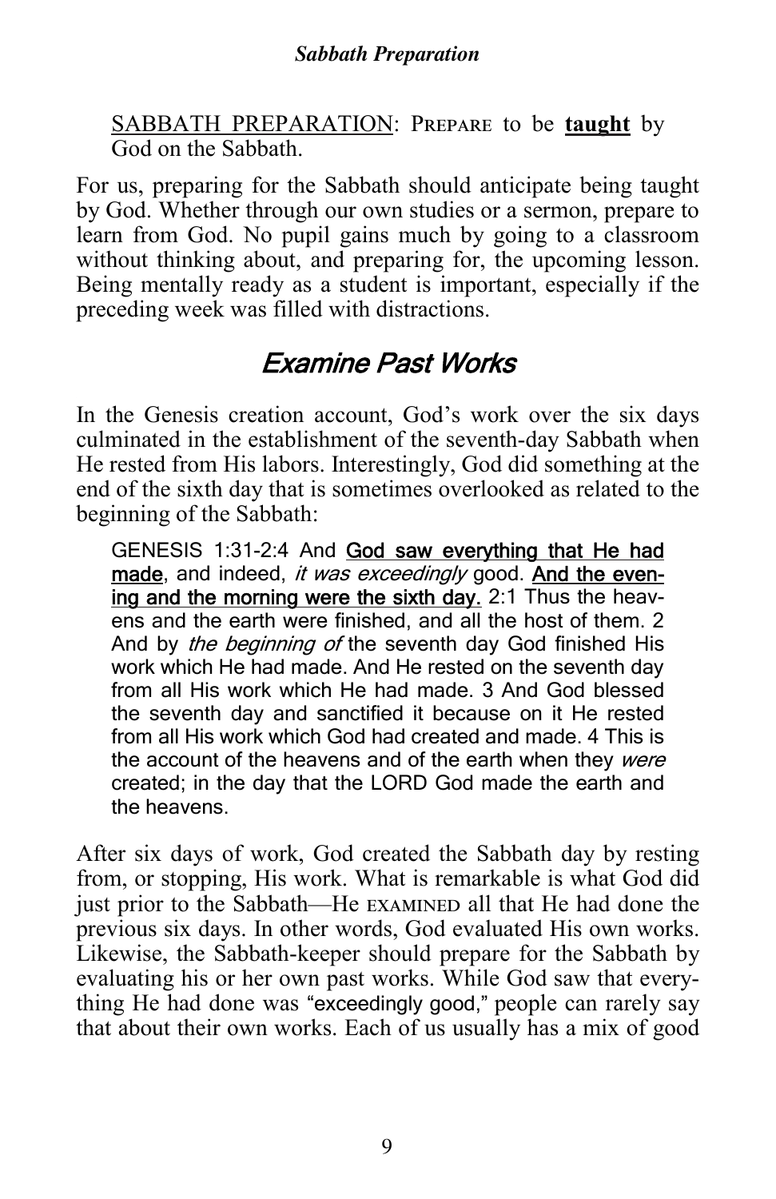SABBATH PREPARATION: PREPARE to be **taught** by God on the Sabbath.

For us, preparing for the Sabbath should anticipate being taught by God. Whether through our own studies or a sermon, prepare to learn from God. No pupil gains much by going to a classroom without thinking about, and preparing for, the upcoming lesson. Being mentally ready as a student is important, especially if the preceding week was filled with distractions.

## *Examine Past Works*

In the Genesis creation account, God's work over the six days culminated in the establishment of the seventh-day Sabbath when He rested from His labors. Interestingly, God did something at the end of the sixth day that is sometimes overlooked as related to the beginning of the Sabbath:

> GENESIS 1:31-2:4 And **God saw everything that He had made**, and indeed, *it was exceedingly* good. **And the evening and the morning were the sixth day.** 2:1 Thus the heavens and the earth were finished, and all the host of them. 2 And by *the beginning of* the seventh day God finished His work which He had made. And He rested on the seventh day from all His work which He had made. 3 And God blessed the seventh day and sanctified it because on it He rested from all His work which God had created and made. 4 This is the account of the heavens and of the earth when they *were* created; in the day that the LORD God made the earth and the heavens.

After six days of work, God created the Sabbath day by resting from, or stopping, His work. What is remarkable is what God did just prior to the Sabbath—He EXAMINED all that He had done the previous six days. In other words, God evaluated His own works. Likewise, the Sabbath-keeper should prepare for the Sabbath by evaluating his or her own past works. While God saw that everything He had done was "exceedingly good," people can rarely say that about their own works. Each of us usually has a mix of good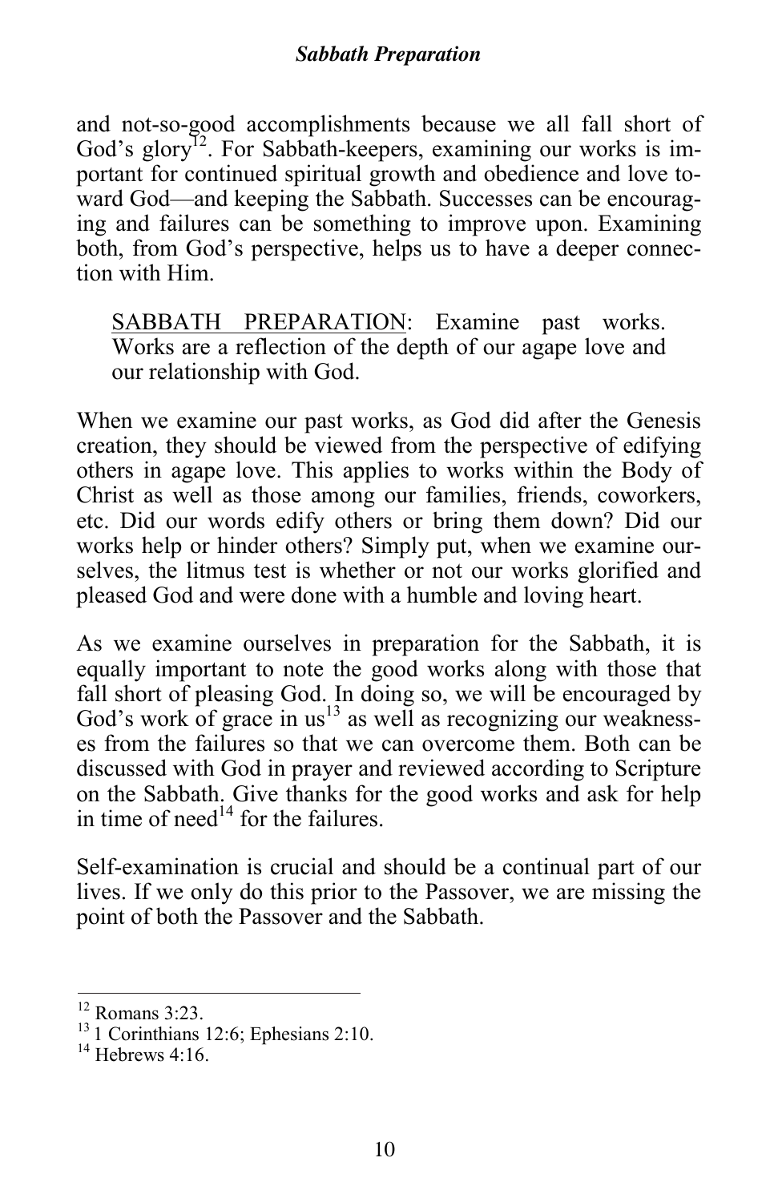and not-so-good accomplishments because we all fall short of God's glory[12]. For Sabbath-keepers, examining our works is important for continued spiritual growth and obedience and love toward God—and keeping the Sabbath. Successes can be encouraging and failures can be something to improve upon. Examining both, from God's perspective, helps us to have a deeper connection with Him.

> <u>SABBATH PREPARATION</u>: Examine past works. Works are a reflection of the depth of our agape love and our relationship with God.

When we examine our past works, as God did after the Genesis creation, they should be viewed from the perspective of edifying others in agape love. This applies to works within the Body of Christ as well as those among our families, friends, coworkers, etc. Did our words edify others or bring them down? Did our works help or hinder others? Simply put, when we examine ourselves, the litmus test is whether or not our works glorified and pleased God and were done with a humble and loving heart.

As we examine ourselves in preparation for the Sabbath, it is equally important to note the good works along with those that fall short of pleasing God. In doing so, we will be encouraged by God's work of grace in us[13] as well as recognizing our weaknesses from the failures so that we can overcome them. Both can be discussed with God in prayer and reviewed according to Scripture on the Sabbath. Give thanks for the good works and ask for help in time of need[14] for the failures.

Self-examination is crucial and should be a continual part of our lives. If we only do this prior to the Passover, we are missing the point of both the Passover and the Sabbath.

---

[12] Romans 3:23.

[13] 1 Corinthians 12:6; Ephesians 2:10.

[14] Hebrews 4:16.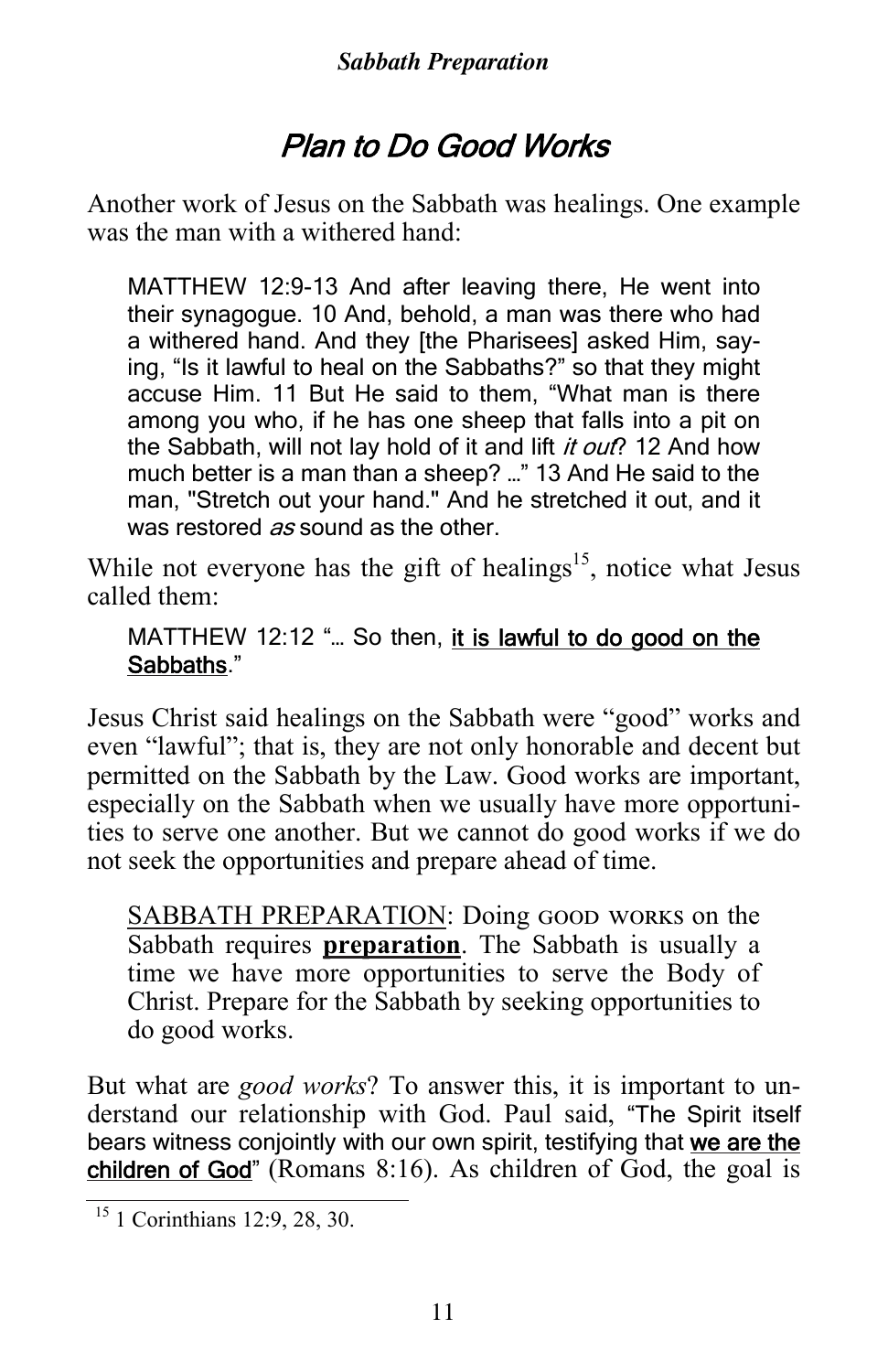## *Plan to Do Good Works*

Another work of Jesus on the Sabbath was healings. One example was the man with a withered hand:

> MATTHEW 12:9-13 And after leaving there, He went into their synagogue. 10 And, behold, a man was there who had a withered hand. And they [the Pharisees] asked Him, saying, "Is it lawful to heal on the Sabbaths?" so that they might accuse Him. 11 But He said to them, "What man is there among you who, if he has one sheep that falls into a pit on the Sabbath, will not lay hold of it and lift *it out*? 12 And how much better is a man than a sheep? …" 13 And He said to the man, "Stretch out your hand." And he stretched it out, and it was restored *as* sound as the other.

While not everyone has the gift of healings[15], notice what Jesus called them:

> MATTHEW 12:12 "… So then, **it is lawful to do good on the Sabbaths**."

Jesus Christ said healings on the Sabbath were "good" works and even "lawful"; that is, they are not only honorable and decent but permitted on the Sabbath by the Law. Good works are important, especially on the Sabbath when we usually have more opportunities to serve one another. But we cannot do good works if we do not seek the opportunities and prepare ahead of time.

> SABBATH PREPARATION: Doing GOOD WORKS on the Sabbath requires **preparation**. The Sabbath is usually a time we have more opportunities to serve the Body of Christ. Prepare for the Sabbath by seeking opportunities to do good works.

But what are *good works*? To answer this, it is important to understand our relationship with God. Paul said, "The Spirit itself bears witness conjointly with our own spirit, testifying that **we are the children of God**" (Romans 8:16). As children of God, the goal is

---

[15] 1 Corinthians 12:9, 28, 30.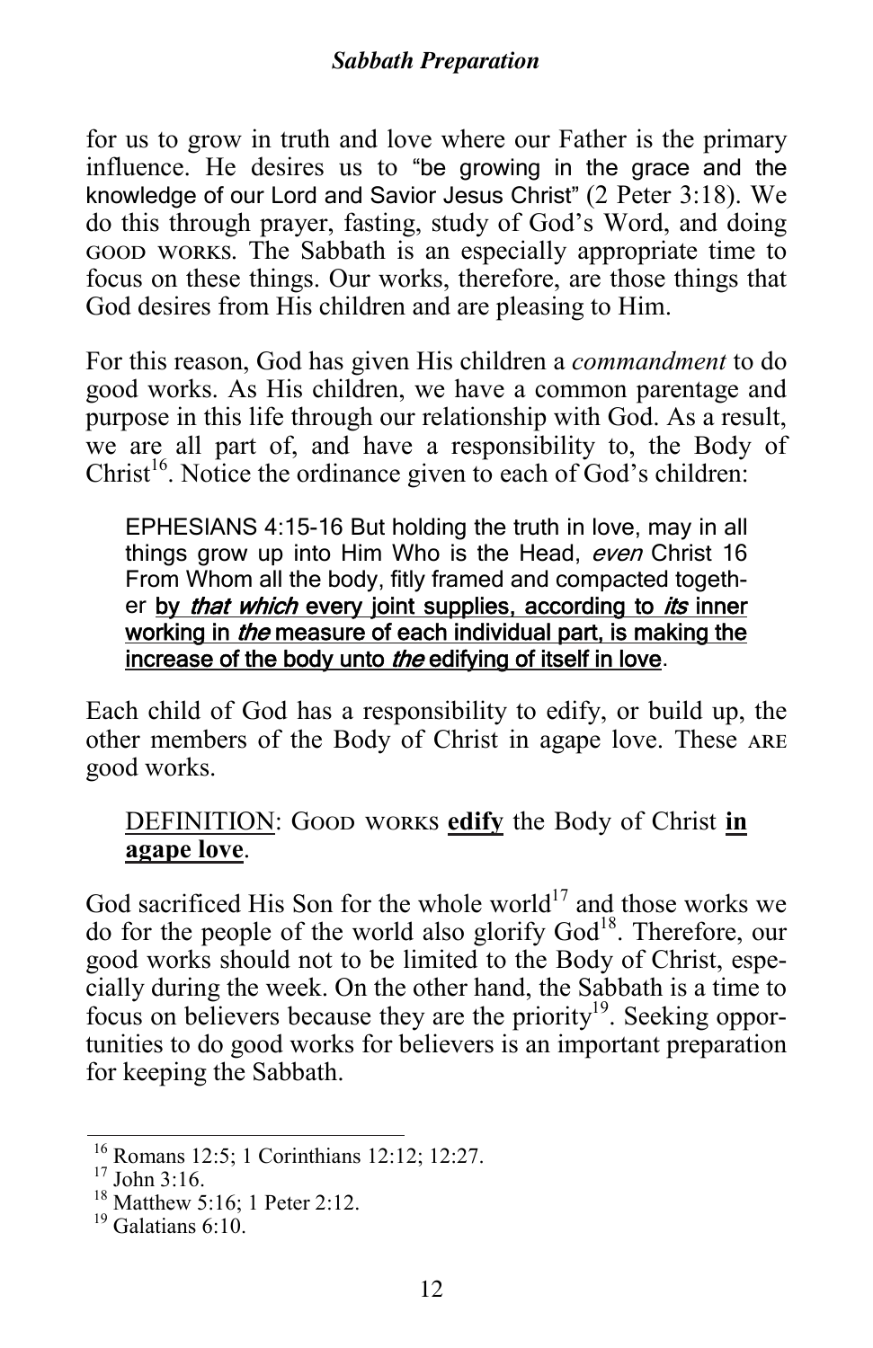for us to grow in truth and love where our Father is the primary influence. He desires us to "be growing in the grace and the knowledge of our Lord and Savior Jesus Christ" (2 Peter 3:18). We do this through prayer, fasting, study of God's Word, and doing GOOD WORKS. The Sabbath is an especially appropriate time to focus on these things. Our works, therefore, are those things that God desires from His children and are pleasing to Him.

For this reason, God has given His children a *commandment* to do good works. As His children, we have a common parentage and purpose in this life through our relationship with God. As a result, we are all part of, and have a responsibility to, the Body of Christ[16]. Notice the ordinance given to each of God's children:

> EPHESIANS 4:15-16 But holding the truth in love, may in all things grow up into Him Who is the Head, *even* Christ 16 From Whom all the body, fitly framed and compacted together <u>**by *that which* every joint supplies, according to *its* inner working in *the* measure of each individual part, is making the increase of the body unto *the* edifying of itself in love**</u>.

Each child of God has a responsibility to edify, or build up, the other members of the Body of Christ in agape love. These ARE good works.

> <u>DEFINITION</u>: GOOD WORKS <u>**edify**</u> the Body of Christ <u>**in agape love**</u>.

God sacrificed His Son for the whole world[17] and those works we do for the people of the world also glorify God[18]. Therefore, our good works should not to be limited to the Body of Christ, especially during the week. On the other hand, the Sabbath is a time to focus on believers because they are the priority[19]. Seeking opportunities to do good works for believers is an important preparation for keeping the Sabbath.

---

[16] Romans 12:5; 1 Corinthians 12:12; 12:27.
[17] John 3:16.
[18] Matthew 5:16; 1 Peter 2:12.
[19] Galatians 6:10.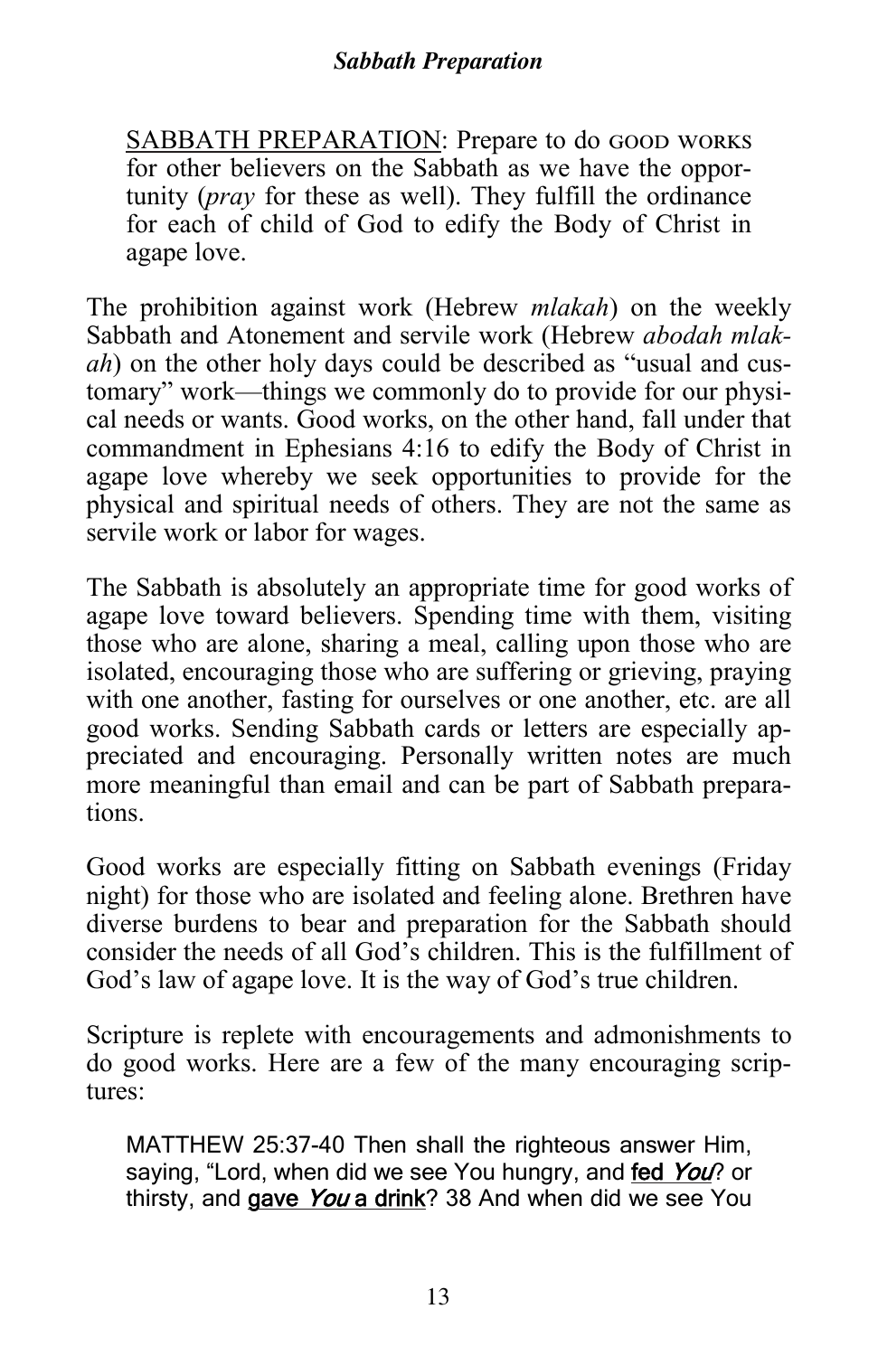SABBATH PREPARATION: Prepare to do GOOD WORKS for other believers on the Sabbath as we have the opportunity (*pray* for these as well). They fulfill the ordinance for each of child of God to edify the Body of Christ in agape love.

The prohibition against work (Hebrew *mlakah*) on the weekly Sabbath and Atonement and servile work (Hebrew *abodah mlakah*) on the other holy days could be described as "usual and customary" work—things we commonly do to provide for our physical needs or wants. Good works, on the other hand, fall under that commandment in Ephesians 4:16 to edify the Body of Christ in agape love whereby we seek opportunities to provide for the physical and spiritual needs of others. They are not the same as servile work or labor for wages.

The Sabbath is absolutely an appropriate time for good works of agape love toward believers. Spending time with them, visiting those who are alone, sharing a meal, calling upon those who are isolated, encouraging those who are suffering or grieving, praying with one another, fasting for ourselves or one another, etc. are all good works. Sending Sabbath cards or letters are especially appreciated and encouraging. Personally written notes are much more meaningful than email and can be part of Sabbath preparations.

Good works are especially fitting on Sabbath evenings (Friday night) for those who are isolated and feeling alone. Brethren have diverse burdens to bear and preparation for the Sabbath should consider the needs of all God's children. This is the fulfillment of God's law of agape love. It is the way of God's true children.

Scripture is replete with encouragements and admonishments to do good works. Here are a few of the many encouraging scriptures:

> MATTHEW 25:37-40 Then shall the righteous answer Him, saying, "Lord, when did we see You hungry, and **fed *You***? or thirsty, and **gave *You* a drink**? 38 And when did we see You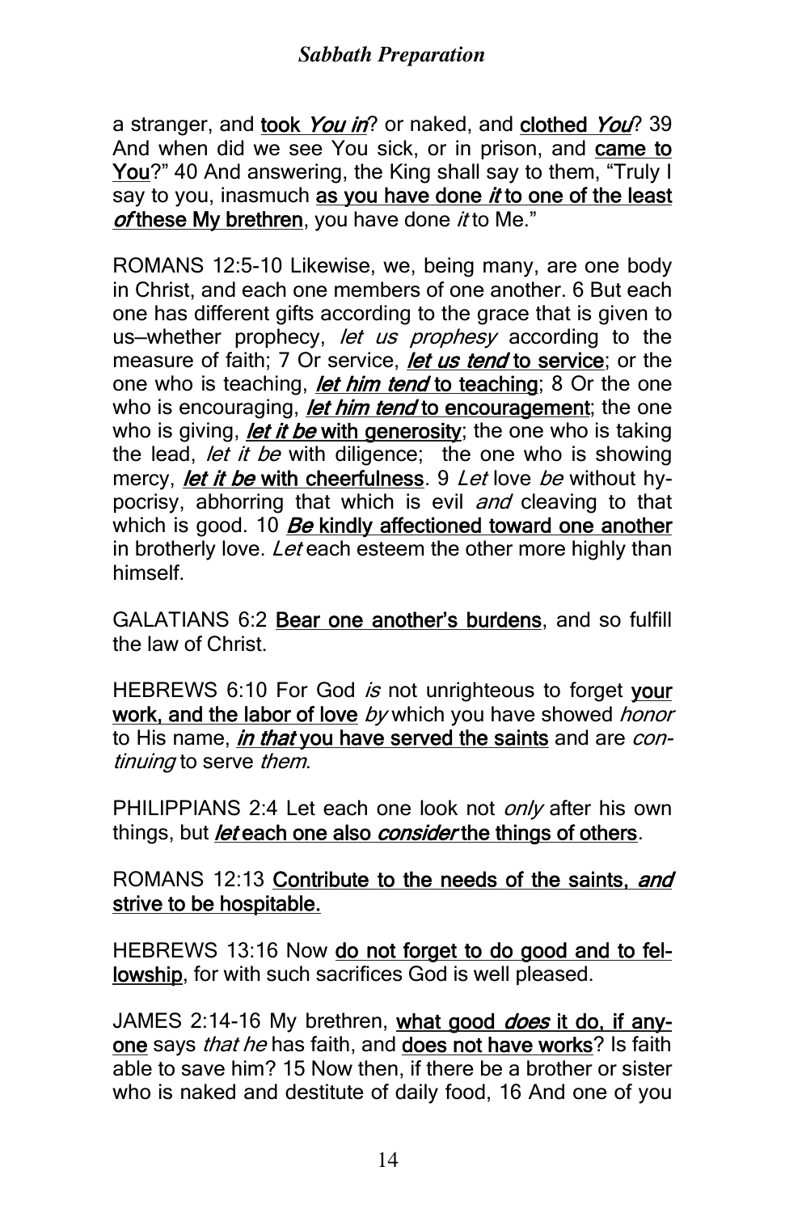a stranger, and **took *You in***? or naked, and **clothed *You***? 39 And when did we see You sick, or in prison, and **came to You**?" 40 And answering, the King shall say to them, "Truly I say to you, inasmuch **as you have done *it* to one of the least *of* these My brethren**, you have done *it* to Me."

ROMANS 12:5-10 Likewise, we, being many, are one body in Christ, and each one members of one another. 6 But each one has different gifts according to the grace that is given to us—whether prophecy, *let us prophesy* according to the measure of faith; 7 Or service, ***let us tend* to service**; or the one who is teaching, ***let him tend* to teaching**; 8 Or the one who is encouraging, ***let him tend* to encouragement**; the one who is giving, ***let it be* with generosity**; the one who is taking the lead, *let it be* with diligence; the one who is showing mercy, ***let it be* with cheerfulness**. 9 *Let* love *be* without hypocrisy, abhorring that which is evil *and* cleaving to that which is good. 10 ***Be* kindly affectioned toward one another** in brotherly love. *Let* each esteem the other more highly than himself.

GALATIANS 6:2 **Bear one another's burdens**, and so fulfill the law of Christ.

HEBREWS 6:10 For God *is* not unrighteous to forget **your work, and the labor of love** *by* which you have showed *honor* to His name, ***in that* you have served the saints** and are *continuing* to serve *them*.

PHILIPPIANS 2:4 Let each one look not *only* after his own things, but ***let* each one also *consider* the things of others**.

ROMANS 12:13 **Contribute to the needs of the saints, *and* strive to be hospitable.**

HEBREWS 13:16 Now **do not forget to do good and to fellowship**, for with such sacrifices God is well pleased.

JAMES 2:14-16 My brethren, **what good *does* it do, if anyone** says *that he* has faith, and **does not have works**? Is faith able to save him? 15 Now then, if there be a brother or sister who is naked and destitute of daily food, 16 And one of you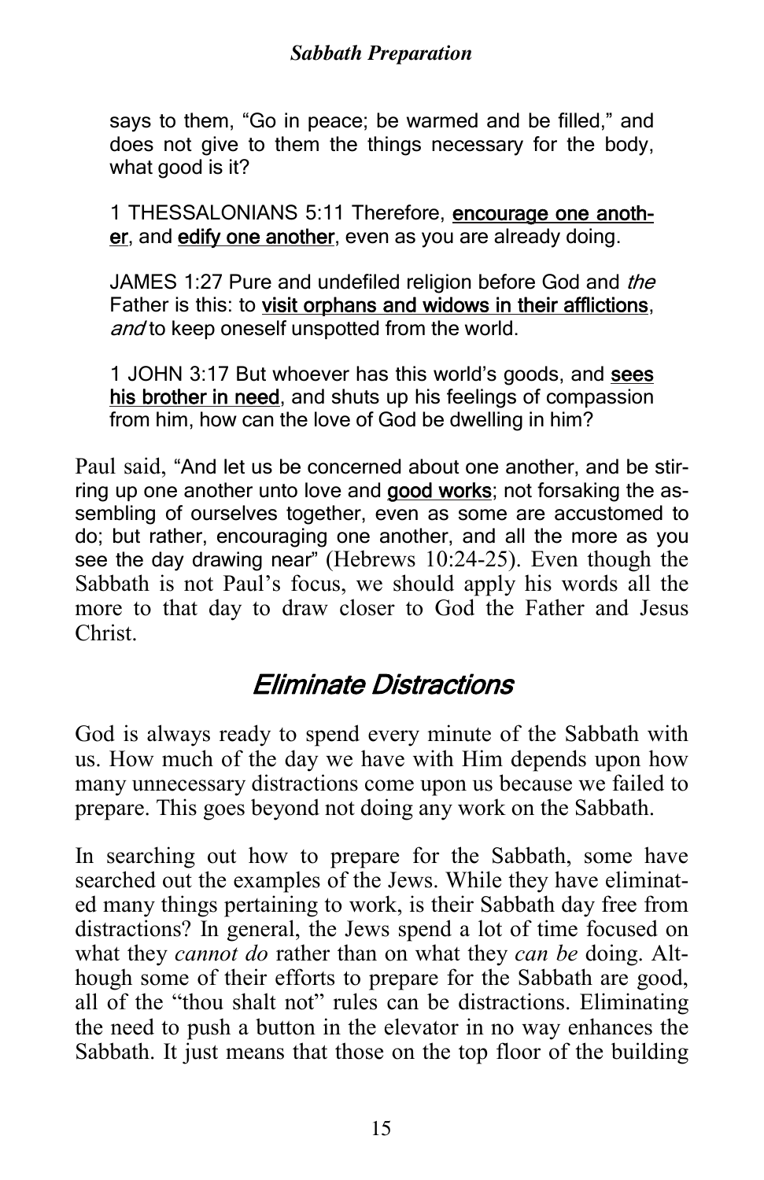says to them, "Go in peace; be warmed and be filled," and does not give to them the things necessary for the body, what good is it?

1 THESSALONIANS 5:11 Therefore, **encourage one another**, and **edify one another**, even as you are already doing.

JAMES 1:27 Pure and undefiled religion before God and *the* Father is this: to **visit orphans and widows in their afflictions**, *and* to keep oneself unspotted from the world.

1 JOHN 3:17 But whoever has this world's goods, and **sees his brother in need**, and shuts up his feelings of compassion from him, how can the love of God be dwelling in him?

Paul said, "And let us be concerned about one another, and be stirring up one another unto love and **good works**; not forsaking the assembling of ourselves together, even as some are accustomed to do; but rather, encouraging one another, and all the more as you see the day drawing near" (Hebrews 10:24-25). Even though the Sabbath is not Paul's focus, we should apply his words all the more to that day to draw closer to God the Father and Jesus Christ.

## *Eliminate Distractions*

God is always ready to spend every minute of the Sabbath with us. How much of the day we have with Him depends upon how many unnecessary distractions come upon us because we failed to prepare. This goes beyond not doing any work on the Sabbath.

In searching out how to prepare for the Sabbath, some have searched out the examples of the Jews. While they have eliminated many things pertaining to work, is their Sabbath day free from distractions? In general, the Jews spend a lot of time focused on what they *cannot do* rather than on what they *can be* doing. Although some of their efforts to prepare for the Sabbath are good, all of the "thou shalt not" rules can be distractions. Eliminating the need to push a button in the elevator in no way enhances the Sabbath. It just means that those on the top floor of the building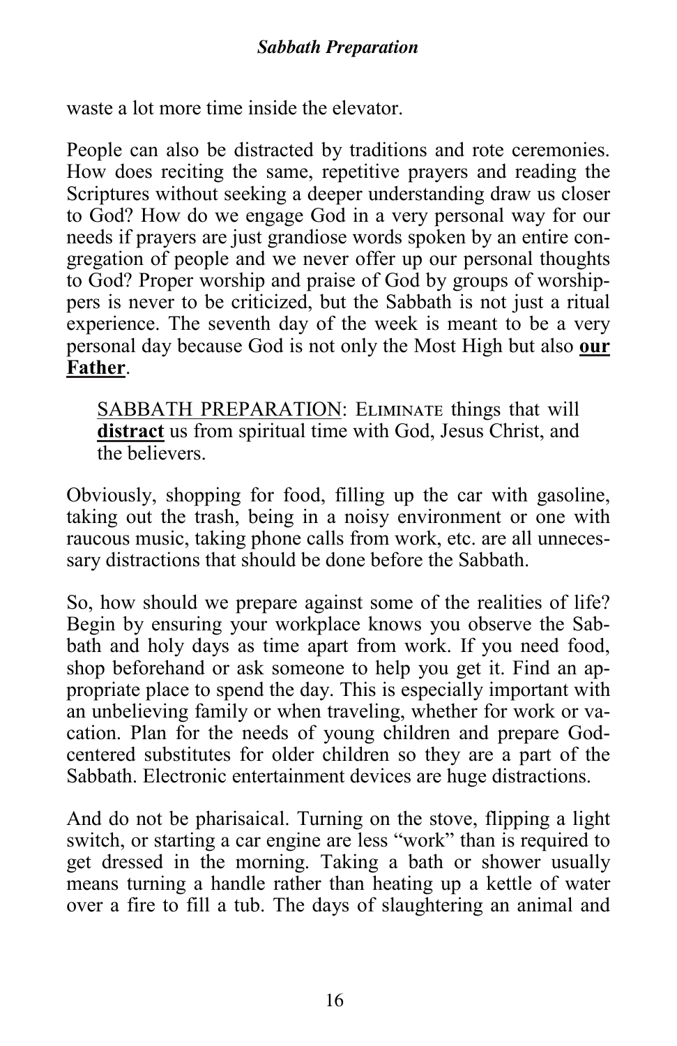waste a lot more time inside the elevator.

People can also be distracted by traditions and rote ceremonies. How does reciting the same, repetitive prayers and reading the Scriptures without seeking a deeper understanding draw us closer to God? How do we engage God in a very personal way for our needs if prayers are just grandiose words spoken by an entire congregation of people and we never offer up our personal thoughts to God? Proper worship and praise of God by groups of worshippers is never to be criticized, but the Sabbath is not just a ritual experience. The seventh day of the week is meant to be a very personal day because God is not only the Most High but also **our Father**.

> SABBATH PREPARATION: Eliminate things that will **distract** us from spiritual time with God, Jesus Christ, and the believers.

Obviously, shopping for food, filling up the car with gasoline, taking out the trash, being in a noisy environment or one with raucous music, taking phone calls from work, etc. are all unnecessary distractions that should be done before the Sabbath.

So, how should we prepare against some of the realities of life? Begin by ensuring your workplace knows you observe the Sabbath and holy days as time apart from work. If you need food, shop beforehand or ask someone to help you get it. Find an appropriate place to spend the day. This is especially important with an unbelieving family or when traveling, whether for work or vacation. Plan for the needs of young children and prepare God-centered substitutes for older children so they are a part of the Sabbath. Electronic entertainment devices are huge distractions.

And do not be pharisaical. Turning on the stove, flipping a light switch, or starting a car engine are less "work" than is required to get dressed in the morning. Taking a bath or shower usually means turning a handle rather than heating up a kettle of water over a fire to fill a tub. The days of slaughtering an animal and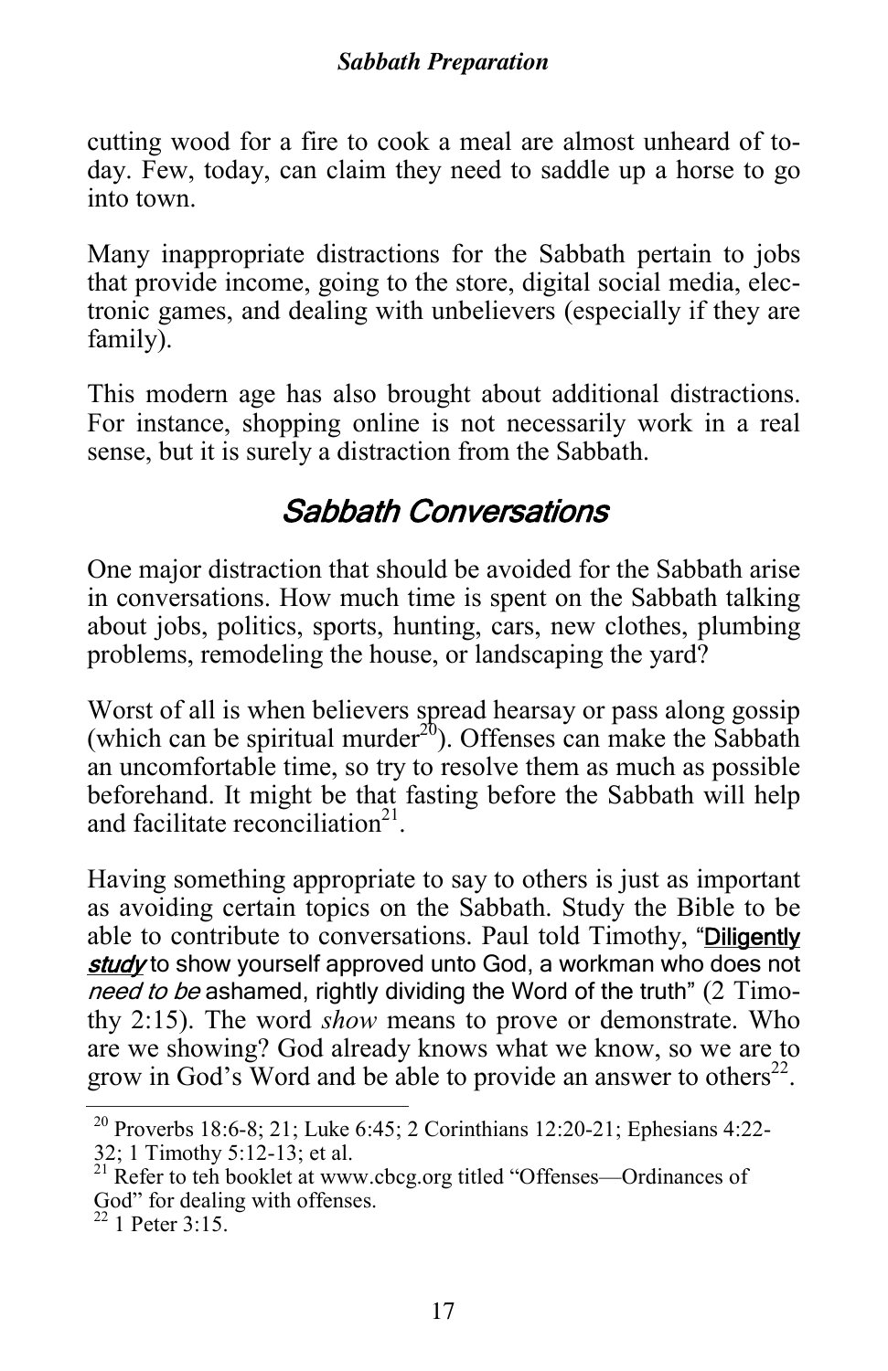cutting wood for a fire to cook a meal are almost unheard of today. Few, today, can claim they need to saddle up a horse to go into town.

Many inappropriate distractions for the Sabbath pertain to jobs that provide income, going to the store, digital social media, electronic games, and dealing with unbelievers (especially if they are family).

This modern age has also brought about additional distractions. For instance, shopping online is not necessarily work in a real sense, but it is surely a distraction from the Sabbath.

## *Sabbath Conversations*

One major distraction that should be avoided for the Sabbath arise in conversations. How much time is spent on the Sabbath talking about jobs, politics, sports, hunting, cars, new clothes, plumbing problems, remodeling the house, or landscaping the yard?

Worst of all is when believers spread hearsay or pass along gossip (which can be spiritual murder[20]). Offenses can make the Sabbath an uncomfortable time, so try to resolve them as much as possible beforehand. It might be that fasting before the Sabbath will help and facilitate reconciliation[21].

Having something appropriate to say to others is just as important as avoiding certain topics on the Sabbath. Study the Bible to be able to contribute to conversations. Paul told Timothy, "**Diligently *study*** to show yourself approved unto God, a workman who does not *need to be* ashamed, rightly dividing the Word of the truth" (2 Timothy 2:15). The word *show* means to prove or demonstrate. Who are we showing? God already knows what we know, so we are to grow in God's Word and be able to provide an answer to others[22].

---

[20] Proverbs 18:6-8; 21; Luke 6:45; 2 Corinthians 12:20-21; Ephesians 4:22-32; 1 Timothy 5:12-13; et al.

[21] Refer to teh booklet at www.cbcg.org titled "Offenses—Ordinances of God" for dealing with offenses.

[22] 1 Peter 3:15.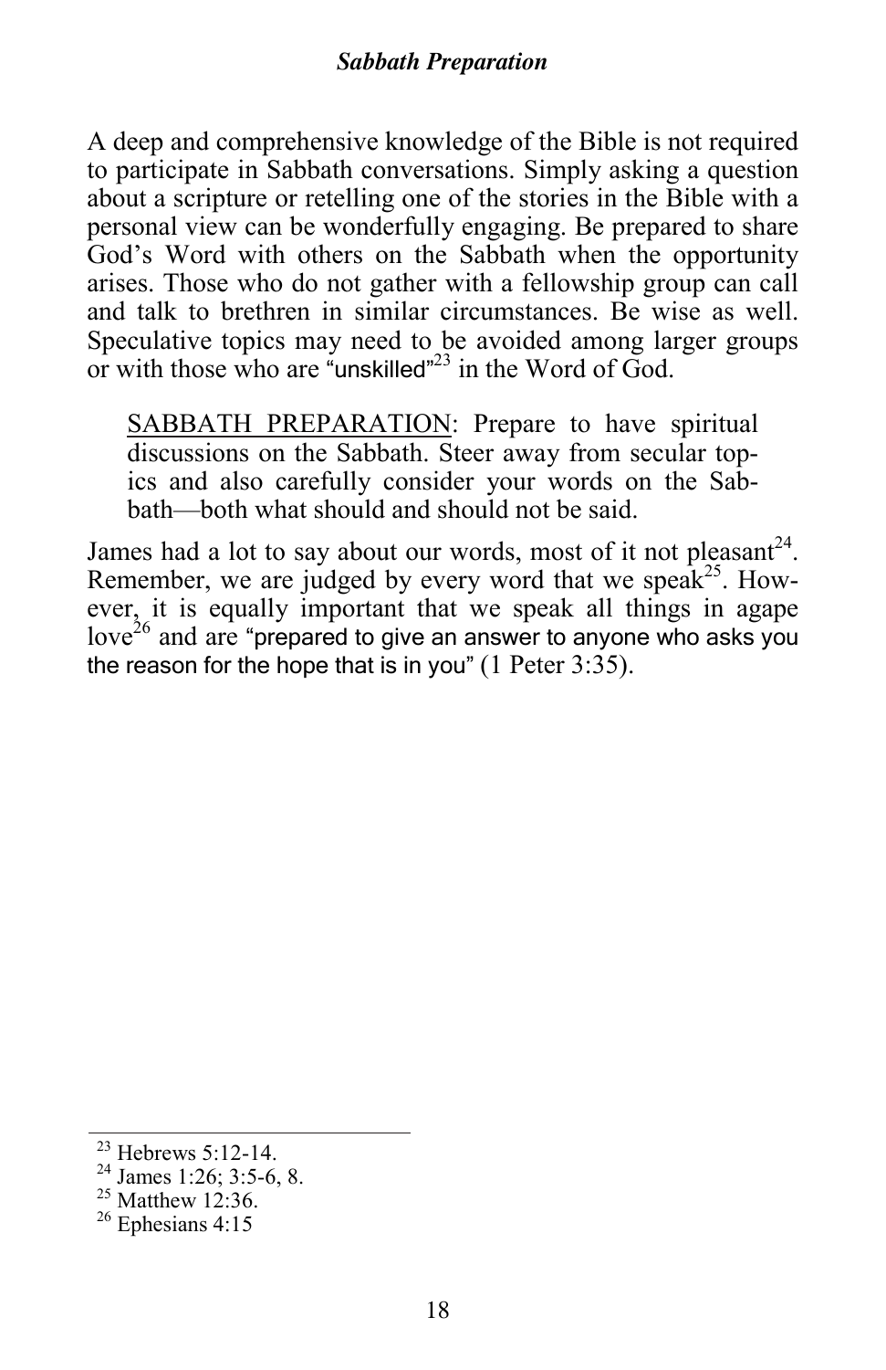A deep and comprehensive knowledge of the Bible is not required to participate in Sabbath conversations. Simply asking a question about a scripture or retelling one of the stories in the Bible with a personal view can be wonderfully engaging. Be prepared to share God's Word with others on the Sabbath when the opportunity arises. Those who do not gather with a fellowship group can call and talk to brethren in similar circumstances. Be wise as well. Speculative topics may need to be avoided among larger groups or with those who are "unskilled"[23] in the Word of God.

> <u>SABBATH PREPARATION</u>: Prepare to have spiritual discussions on the Sabbath. Steer away from secular topics and also carefully consider your words on the Sabbath—both what should and should not be said.

James had a lot to say about our words, most of it not pleasant[24]. Remember, we are judged by every word that we speak[25]. However, it is equally important that we speak all things in agape love[26] and are "prepared to give an answer to anyone who asks you the reason for the hope that is in you" (1 Peter 3:35).

---

[23] Hebrews 5:12-14.
[24] James 1:26; 3:5-6, 8.
[25] Matthew 12:36.
[26] Ephesians 4:15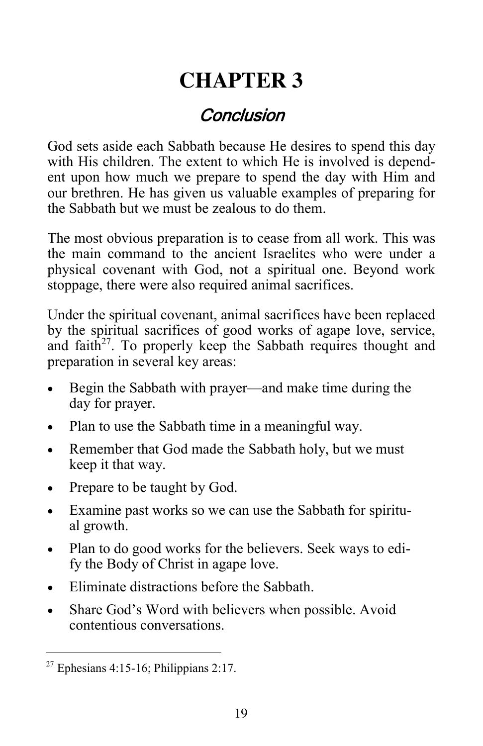# CHAPTER 3

## *Conclusion*

God sets aside each Sabbath because He desires to spend this day with His children. The extent to which He is involved is dependent upon how much we prepare to spend the day with Him and our brethren. He has given us valuable examples of preparing for the Sabbath but we must be zealous to do them.

The most obvious preparation is to cease from all work. This was the main command to the ancient Israelites who were under a physical covenant with God, not a spiritual one. Beyond work stoppage, there were also required animal sacrifices.

Under the spiritual covenant, animal sacrifices have been replaced by the spiritual sacrifices of good works of agape love, service, and faith[27]. To properly keep the Sabbath requires thought and preparation in several key areas:

- Begin the Sabbath with prayer—and make time during the day for prayer.
- Plan to use the Sabbath time in a meaningful way.
- Remember that God made the Sabbath holy, but we must keep it that way.
- Prepare to be taught by God.
- Examine past works so we can use the Sabbath for spiritual growth.
- Plan to do good works for the believers. Seek ways to edify the Body of Christ in agape love.
- Eliminate distractions before the Sabbath.
- Share God's Word with believers when possible. Avoid contentious conversations.

---

[27] Ephesians 4:15-16; Philippians 2:17.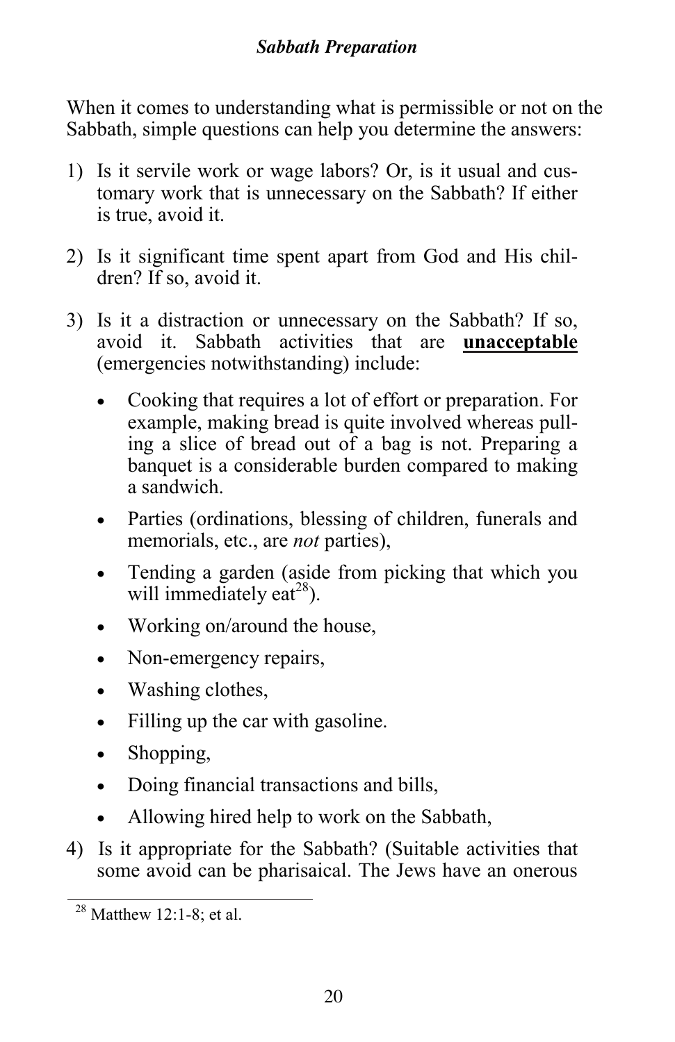When it comes to understanding what is permissible or not on the Sabbath, simple questions can help you determine the answers:

1) Is it servile work or wage labors? Or, is it usual and customary work that is unnecessary on the Sabbath? If either is true, avoid it.

2) Is it significant time spent apart from God and His children? If so, avoid it.

3) Is it a distraction or unnecessary on the Sabbath? If so, avoid it. Sabbath activities that are <u>**unacceptable**</u> (emergencies notwithstanding) include:

   - Cooking that requires a lot of effort or preparation. For example, making bread is quite involved whereas pulling a slice of bread out of a bag is not. Preparing a banquet is a considerable burden compared to making a sandwich.
   - Parties (ordinations, blessing of children, funerals and memorials, etc., are *not* parties),
   - Tending a garden (aside from picking that which you will immediately eat[28]).
   - Working on/around the house,
   - Non-emergency repairs,
   - Washing clothes,
   - Filling up the car with gasoline.
   - Shopping,
   - Doing financial transactions and bills,
   - Allowing hired help to work on the Sabbath,

4) Is it appropriate for the Sabbath? (Suitable activities that some avoid can be pharisaical. The Jews have an onerous

[28] Matthew 12:1-8; et al.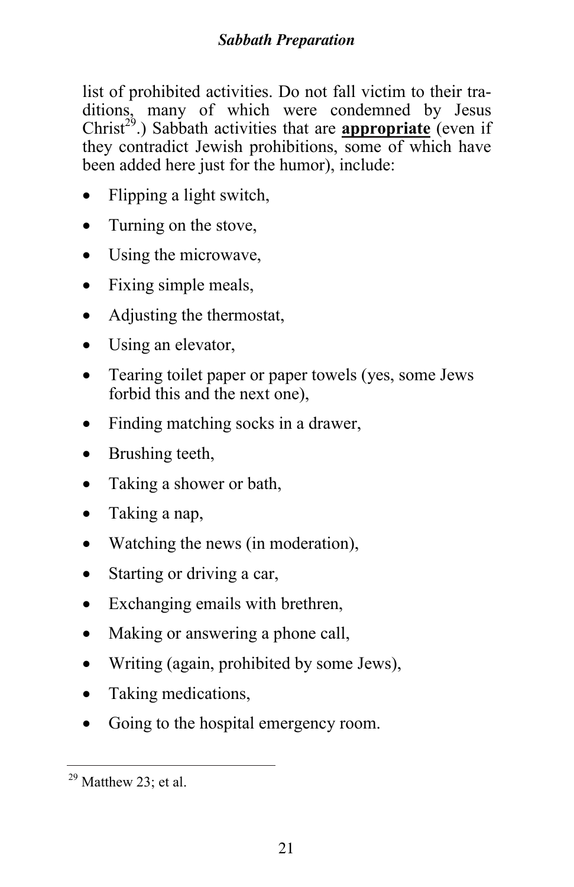list of prohibited activities. Do not fall victim to their traditions, many of which were condemned by Jesus Christ[29].) Sabbath activities that are **appropriate** (even if they contradict Jewish prohibitions, some of which have been added here just for the humor), include:

- Flipping a light switch,
- Turning on the stove,
- Using the microwave,
- Fixing simple meals,
- Adjusting the thermostat,
- Using an elevator,
- Tearing toilet paper or paper towels (yes, some Jews forbid this and the next one),
- Finding matching socks in a drawer,
- Brushing teeth,
- Taking a shower or bath,
- Taking a nap,
- Watching the news (in moderation),
- Starting or driving a car,
- Exchanging emails with brethren,
- Making or answering a phone call,
- Writing (again, prohibited by some Jews),
- Taking medications,
- Going to the hospital emergency room.

[29] Matthew 23; et al.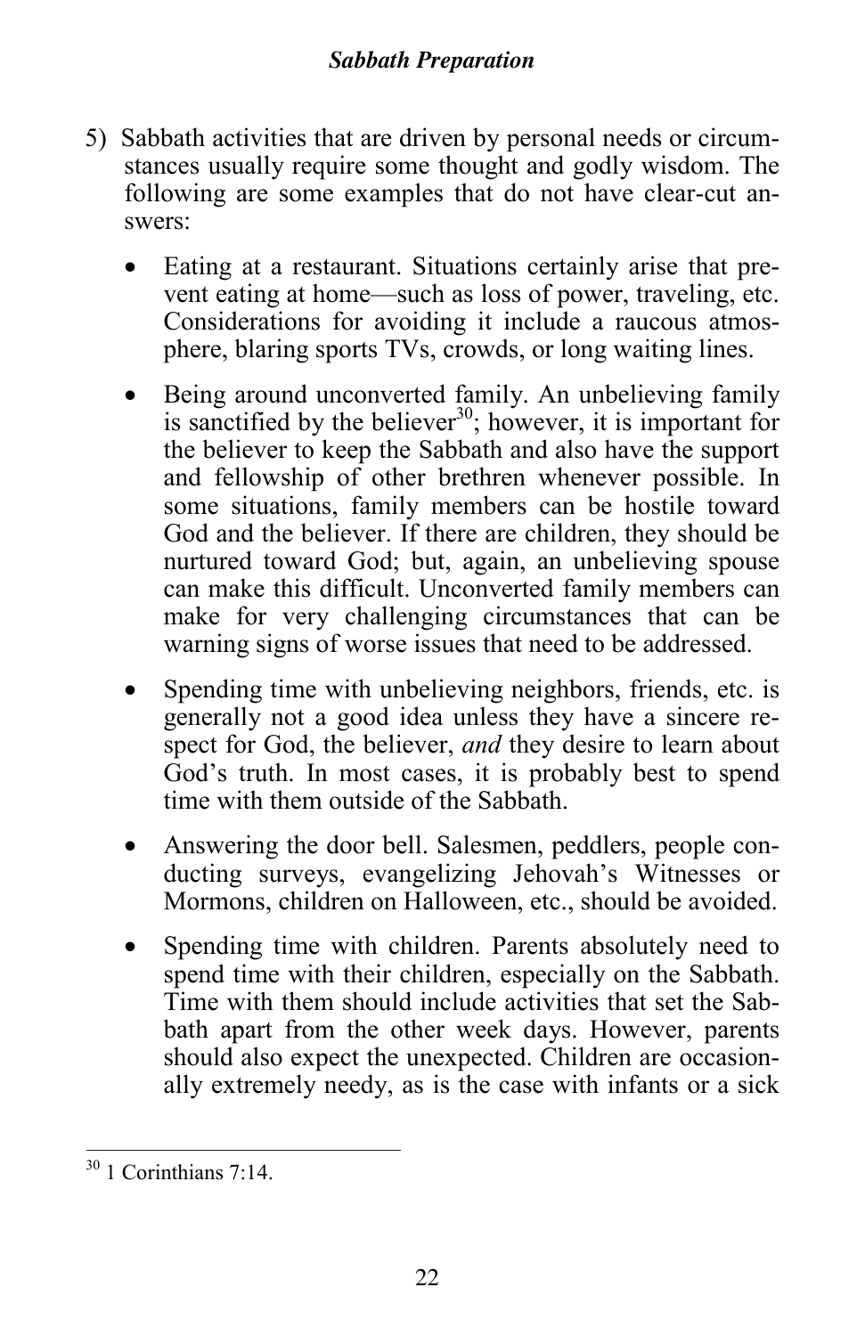5) Sabbath activities that are driven by personal needs or circumstances usually require some thought and godly wisdom. The following are some examples that do not have clear-cut answers:

   - Eating at a restaurant. Situations certainly arise that prevent eating at home—such as loss of power, traveling, etc. Considerations for avoiding it include a raucous atmosphere, blaring sports TVs, crowds, or long waiting lines.

   - Being around unconverted family. An unbelieving family is sanctified by the believer[30]; however, it is important for the believer to keep the Sabbath and also have the support and fellowship of other brethren whenever possible. In some situations, family members can be hostile toward God and the believer. If there are children, they should be nurtured toward God; but, again, an unbelieving spouse can make this difficult. Unconverted family members can make for very challenging circumstances that can be warning signs of worse issues that need to be addressed.

   - Spending time with unbelieving neighbors, friends, etc. is generally not a good idea unless they have a sincere respect for God, the believer, *and* they desire to learn about God's truth. In most cases, it is probably best to spend time with them outside of the Sabbath.

   - Answering the door bell. Salesmen, peddlers, people conducting surveys, evangelizing Jehovah's Witnesses or Mormons, children on Halloween, etc., should be avoided.

   - Spending time with children. Parents absolutely need to spend time with their children, especially on the Sabbath. Time with them should include activities that set the Sabbath apart from the other week days. However, parents should also expect the unexpected. Children are occasionally extremely needy, as is the case with infants or a sick

---

[30] 1 Corinthians 7:14.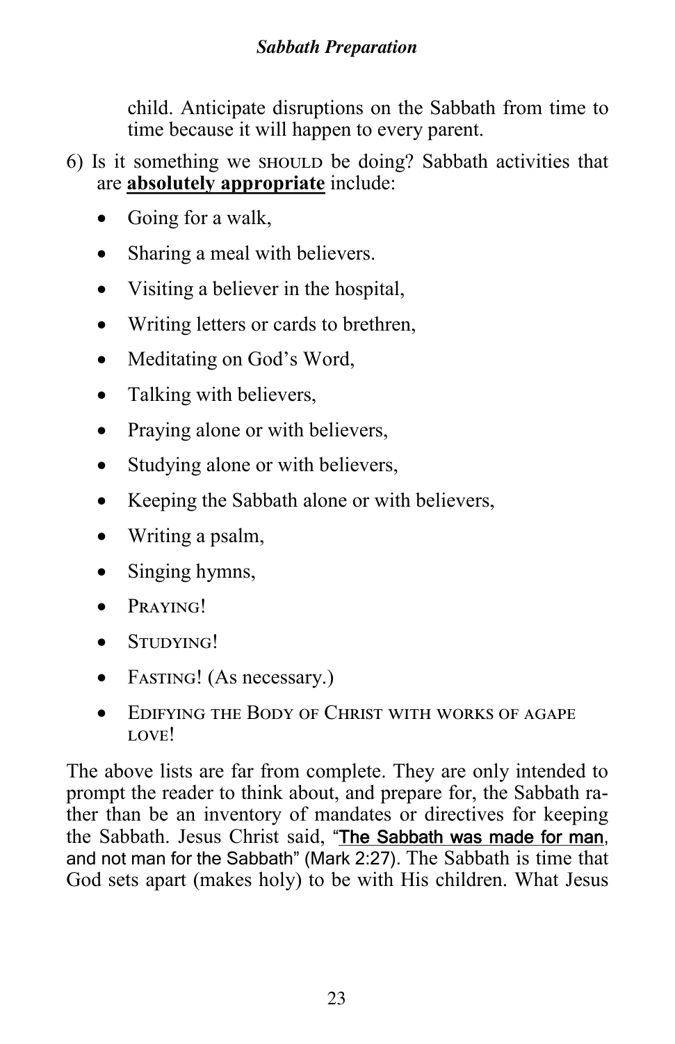child. Anticipate disruptions on the Sabbath from time to time because it will happen to every parent.

6) Is it something we SHOULD be doing? Sabbath activities that are **absolutely appropriate** include:

- Going for a walk,
- Sharing a meal with believers.
- Visiting a believer in the hospital,
- Writing letters or cards to brethren,
- Meditating on God's Word,
- Talking with believers,
- Praying alone or with believers,
- Studying alone or with believers,
- Keeping the Sabbath alone or with believers,
- Writing a psalm,
- Singing hymns,
- PRAYING!
- STUDYING!
- FASTING! (As necessary.)
- EDIFYING THE BODY OF CHRIST WITH WORKS OF AGAPE LOVE!

The above lists are far from complete. They are only intended to prompt the reader to think about, and prepare for, the Sabbath rather than be an inventory of mandates or directives for keeping the Sabbath. Jesus Christ said, "**The Sabbath was made for man**, and not man for the Sabbath" (Mark 2:27). The Sabbath is time that God sets apart (makes holy) to be with His children. What Jesus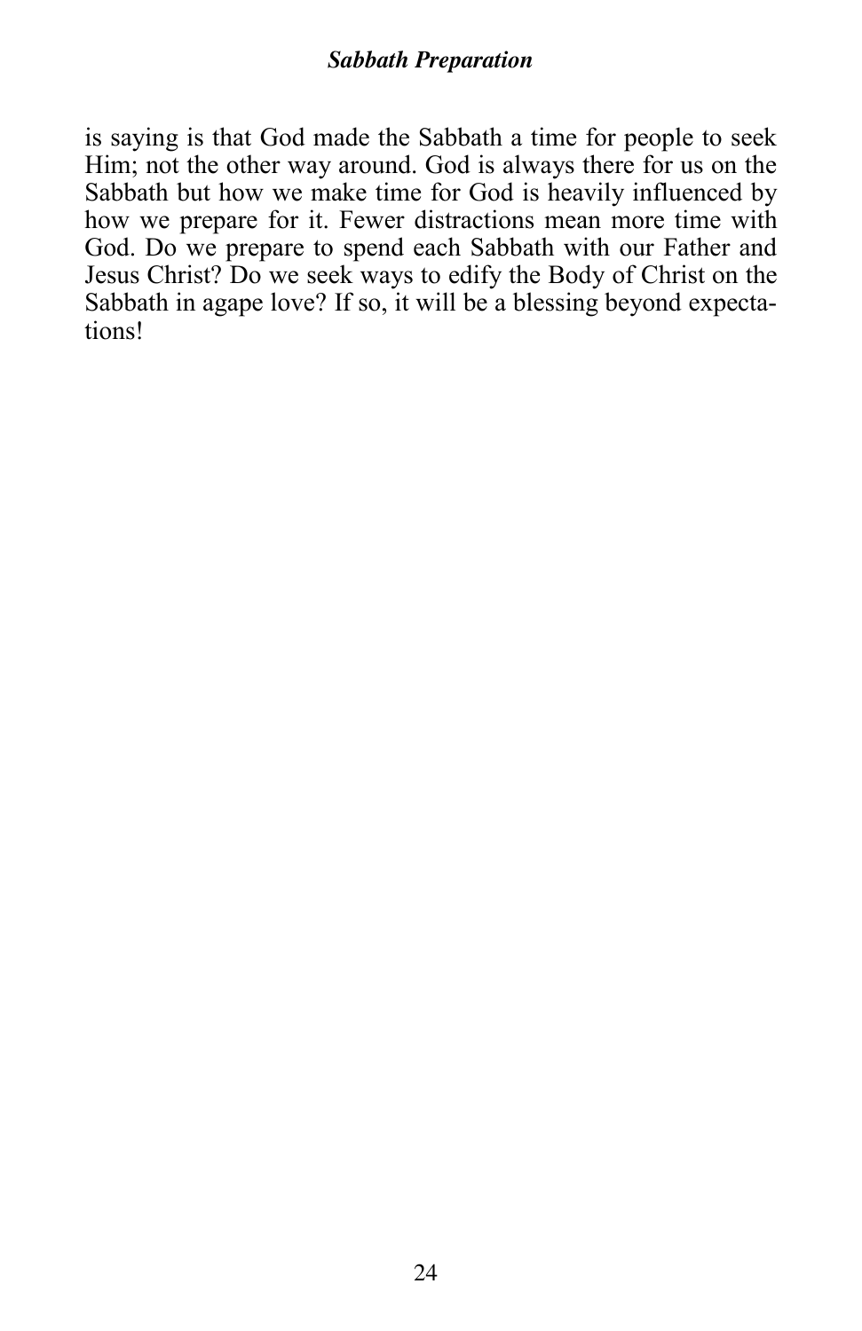is saying is that God made the Sabbath a time for people to seek Him; not the other way around. God is always there for us on the Sabbath but how we make time for God is heavily influenced by how we prepare for it. Fewer distractions mean more time with God. Do we prepare to spend each Sabbath with our Father and Jesus Christ? Do we seek ways to edify the Body of Christ on the Sabbath in agape love? If so, it will be a blessing beyond expectations!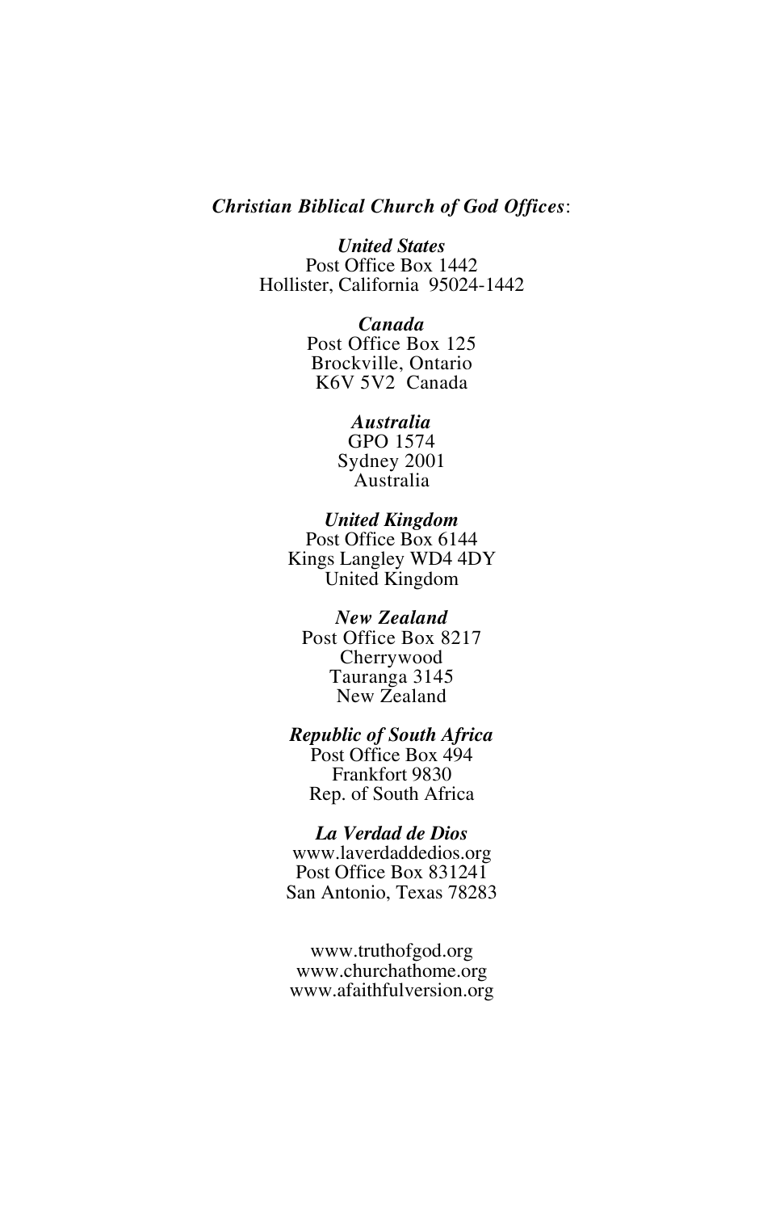***Christian Biblical Church of God Offices***:

***United States***
Post Office Box 1442
Hollister, California 95024-1442

***Canada***
Post Office Box 125
Brockville, Ontario
K6V 5V2 Canada

***Australia***
GPO 1574
Sydney 2001
Australia

***United Kingdom***
Post Office Box 6144
Kings Langley WD4 4DY
United Kingdom

***New Zealand***
Post Office Box 8217
Cherrywood
Tauranga 3145
New Zealand

***Republic of South Africa***
Post Office Box 494
Frankfort 9830
Rep. of South Africa

***La Verdad de Dios***
www.laverdaddedios.org
Post Office Box 831241
San Antonio, Texas 78283

www.truthofgod.org
www.churchathome.org
www.afaithfulversion.org